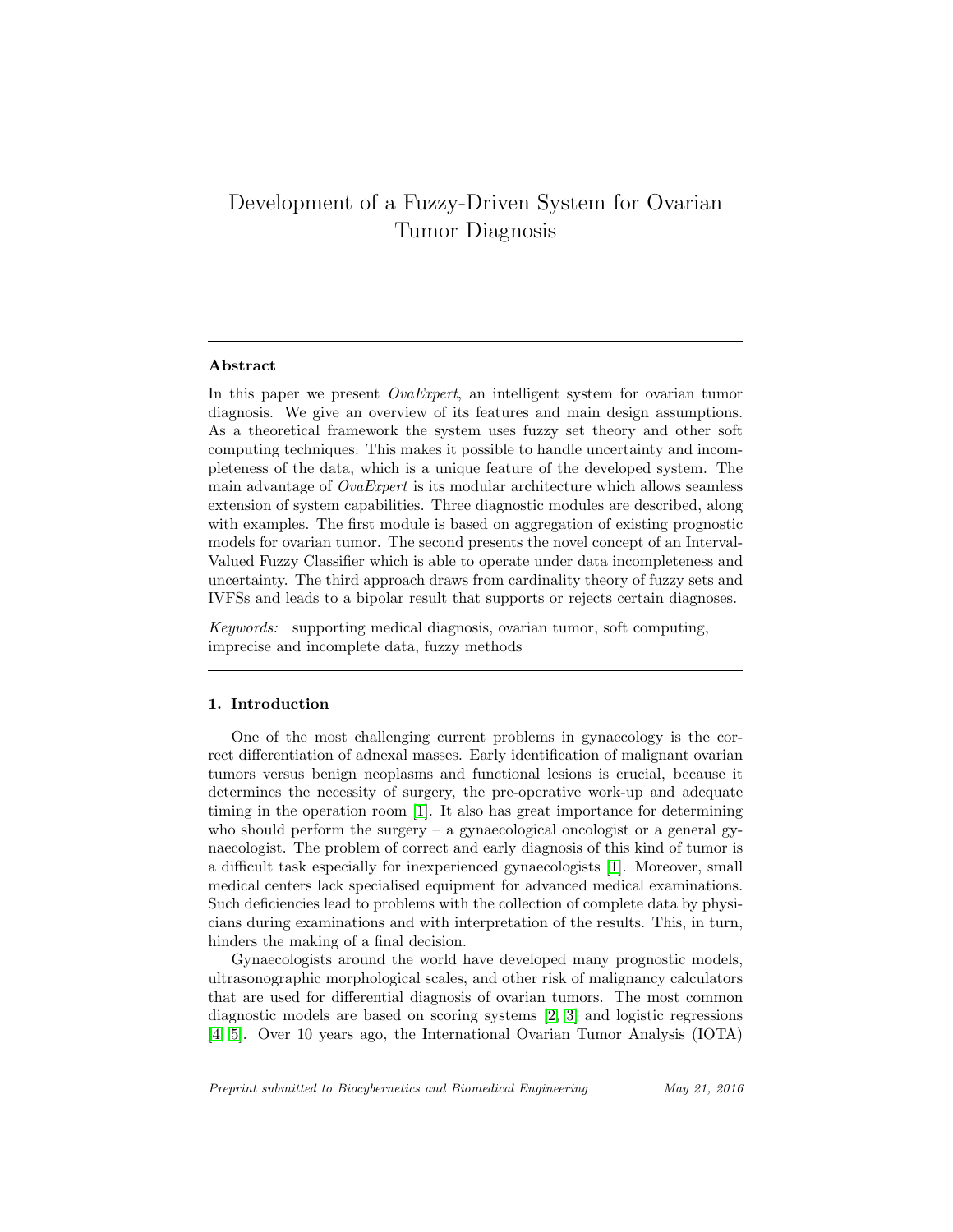# Development of a Fuzzy-Driven System for Ovarian Tumor Diagnosis

## Abstract

In this paper we present *OvaExpert*, an intelligent system for ovarian tumor diagnosis. We give an overview of its features and main design assumptions. As a theoretical framework the system uses fuzzy set theory and other soft computing techniques. This makes it possible to handle uncertainty and incompleteness of the data, which is a unique feature of the developed system. The main advantage of *OvaExpert* is its modular architecture which allows seamless extension of system capabilities. Three diagnostic modules are described, along with examples. The first module is based on aggregation of existing prognostic models for ovarian tumor. The second presents the novel concept of an Interval-Valued Fuzzy Classifier which is able to operate under data incompleteness and uncertainty. The third approach draws from cardinality theory of fuzzy sets and IVFSs and leads to a bipolar result that supports or rejects certain diagnoses.

*Keywords:* supporting medical diagnosis, ovarian tumor, soft computing, imprecise and incomplete data, fuzzy methods

## 1. Introduction

One of the most challenging current problems in gynaecology is the correct differentiation of adnexal masses. Early identification of malignant ovarian tumors versus benign neoplasms and functional lesions is crucial, because it determines the necessity of surgery, the pre-operative work-up and adequate timing in the operation room [1]. It also has great importance for determining who should perform the surgery – a gynaecological oncologist or a general gynaecologist. The problem of correct and early diagnosis of this kind of tumor is a difficult task especially for inexperienced gynaecologists [1]. Moreover, small medical centers lack specialised equipment for advanced medical examinations. Such deficiencies lead to problems with the collection of complete data by physicians during examinations and with interpretation of the results. This, in turn, hinders the making of a final decision.

Gynaecologists around the world have developed many prognostic models, ultrasonographic morphological scales, and other risk of malignancy calculators that are used for differential diagnosis of ovarian tumors. The most common diagnostic models are based on scoring systems [2, 3] and logistic regressions [4, 5]. Over 10 years ago, the International Ovarian Tumor Analysis (IOTA)

*Preprint submitted to Biocybernetics and Biomedical Engineering* *May 21, 2016*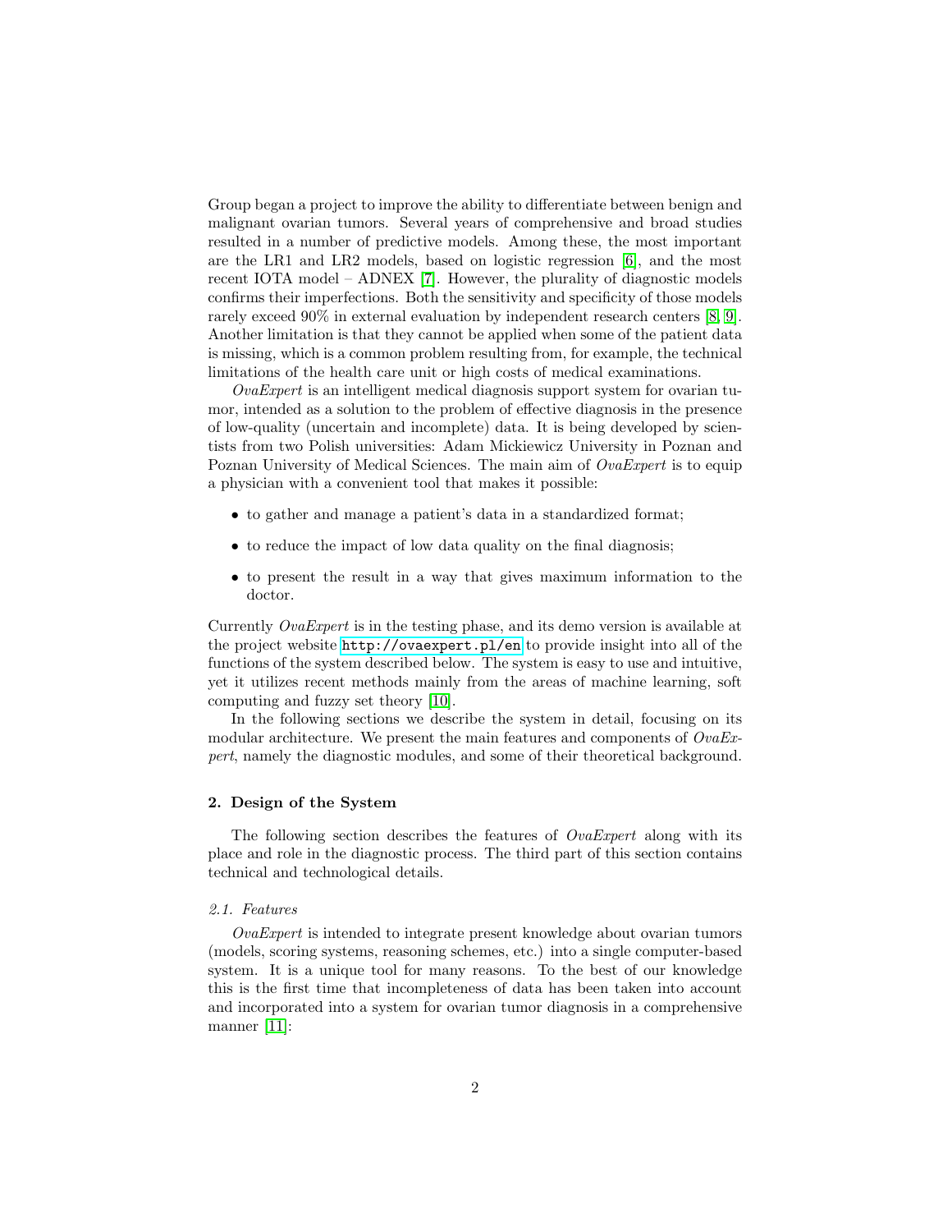Group began a project to improve the ability to differentiate between benign and malignant ovarian tumors. Several years of comprehensive and broad studies resulted in a number of predictive models. Among these, the most important are the LR1 and LR2 models, based on logistic regression [6], and the most recent IOTA model – ADNEX [7]. However, the plurality of diagnostic models confirms their imperfections. Both the sensitivity and specificity of those models rarely exceed 90% in external evaluation by independent research centers [8, 9]. Another limitation is that they cannot be applied when some of the patient data is missing, which is a common problem resulting from, for example, the technical limitations of the health care unit or high costs of medical examinations.

*OvaExpert* is an intelligent medical diagnosis support system for ovarian tumor, intended as a solution to the problem of effective diagnosis in the presence of low-quality (uncertain and incomplete) data. It is being developed by scientists from two Polish universities: Adam Mickiewicz University in Poznan and Poznan University of Medical Sciences. The main aim of *OvaExpert* is to equip a physician with a convenient tool that makes it possible:

- to gather and manage a patient's data in a standardized format;
- to reduce the impact of low data quality on the final diagnosis;
- to present the result in a way that gives maximum information to the doctor.

Currently *OvaExpert* is in the testing phase, and its demo version is available at the project website http://ovaexpert.pl/en to provide insight into all of the functions of the system described below. The system is easy to use and intuitive, yet it utilizes recent methods mainly from the areas of machine learning, soft computing and fuzzy set theory [10].

In the following sections we describe the system in detail, focusing on its modular architecture. We present the main features and components of *OvaExpert*, namely the diagnostic modules, and some of their theoretical background.

## 2. Design of the System

The following section describes the features of *OvaExpert* along with its place and role in the diagnostic process. The third part of this section contains technical and technological details.

### *2.1. Features*

*OvaExpert* is intended to integrate present knowledge about ovarian tumors (models, scoring systems, reasoning schemes, etc.) into a single computer-based system. It is a unique tool for many reasons. To the best of our knowledge this is the first time that incompleteness of data has been taken into account and incorporated into a system for ovarian tumor diagnosis in a comprehensive manner [11]: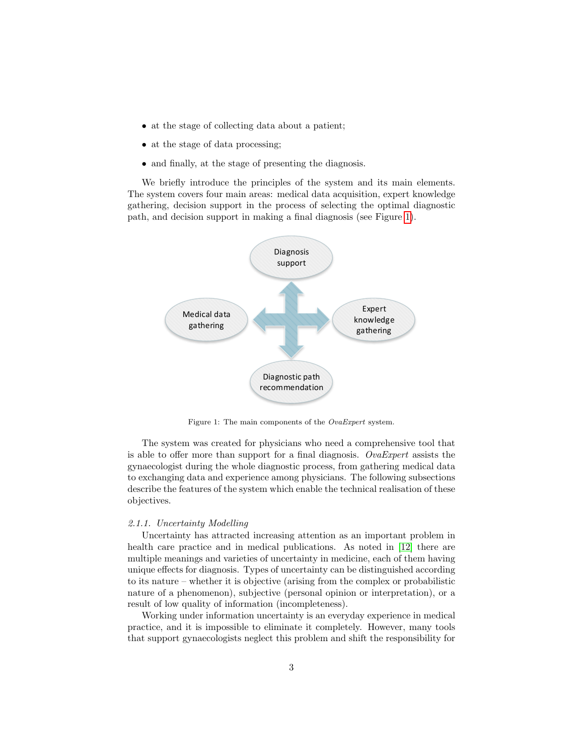- at the stage of collecting data about a patient;
- at the stage of data processing;
- and finally, at the stage of presenting the diagnosis.

We briefly introduce the principles of the system and its main elements. The system covers four main areas: medical data acquisition, expert knowledge gathering, decision support in the process of selecting the optimal diagnostic path, and decision support in making a final diagnosis (see Figure 1).

Figure 1: The main components of the *OvaExpert* system.

The system was created for physicians who need a comprehensive tool that is able to offer more than support for a final diagnosis. *OvaExpert* assists the gynaecologist during the whole diagnostic process, from gathering medical data to exchanging data and experience among physicians. The following subsections describe the features of the system which enable the technical realisation of these objectives.

#### *2.1.1. Uncertainty Modelling*

Uncertainty has attracted increasing attention as an important problem in health care practice and in medical publications. As noted in [12] there are multiple meanings and varieties of uncertainty in medicine, each of them having unique effects for diagnosis. Types of uncertainty can be distinguished according to its nature – whether it is objective (arising from the complex or probabilistic nature of a phenomenon), subjective (personal opinion or interpretation), or a result of low quality of information (incompleteness).

Working under information uncertainty is an everyday experience in medical practice, and it is impossible to eliminate it completely. However, many tools that support gynaecologists neglect this problem and shift the responsibility for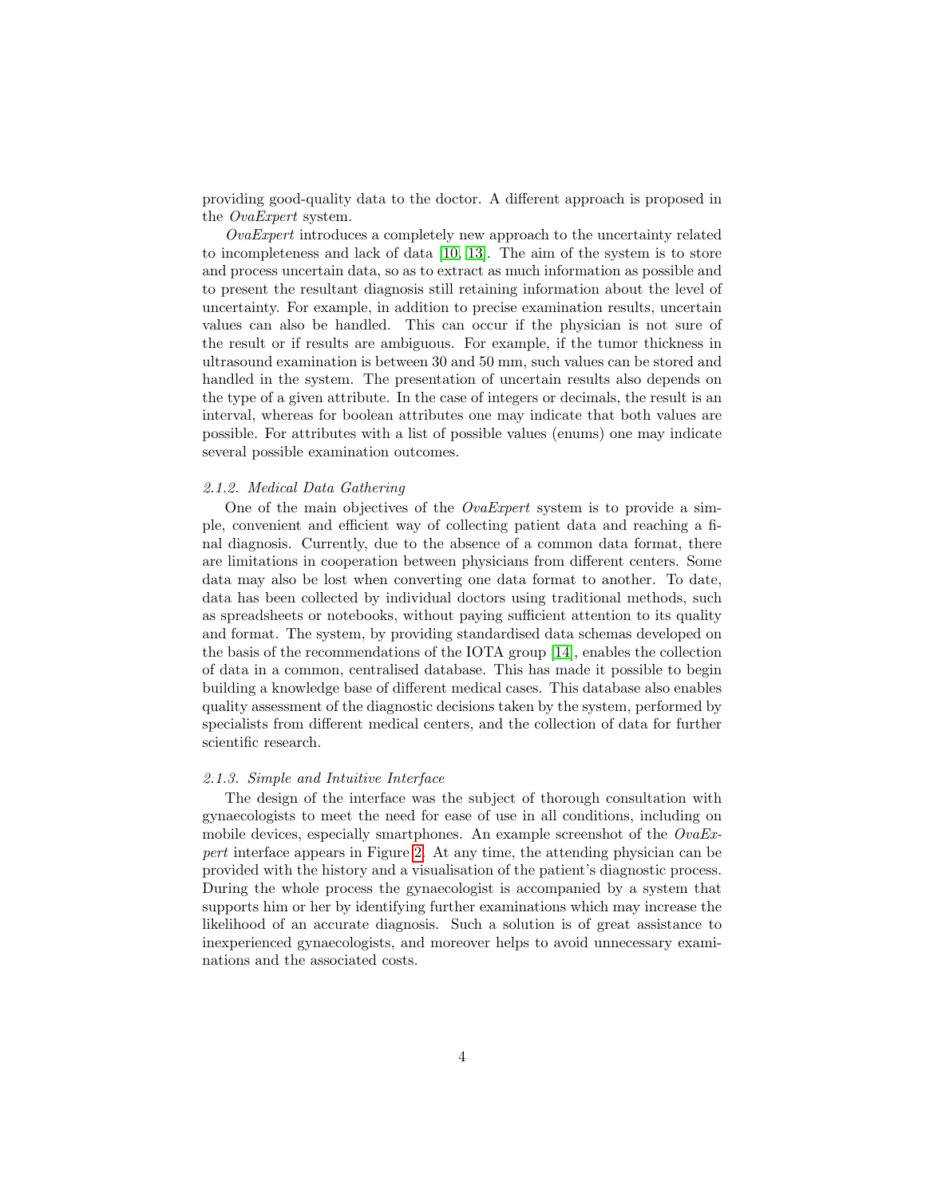providing good-quality data to the doctor. A different approach is proposed in the *OvaExpert* system.

*OvaExpert* introduces a completely new approach to the uncertainty related to incompleteness and lack of data [10, 13]. The aim of the system is to store and process uncertain data, so as to extract as much information as possible and to present the resultant diagnosis still retaining information about the level of uncertainty. For example, in addition to precise examination results, uncertain values can also be handled. This can occur if the physician is not sure of the result or if results are ambiguous. For example, if the tumor thickness in ultrasound examination is between 30 and 50 mm, such values can be stored and handled in the system. The presentation of uncertain results also depends on the type of a given attribute. In the case of integers or decimals, the result is an interval, whereas for boolean attributes one may indicate that both values are possible. For attributes with a list of possible values (enums) one may indicate several possible examination outcomes.

#### *2.1.2. Medical Data Gathering*

One of the main objectives of the *OvaExpert* system is to provide a simple, convenient and efficient way of collecting patient data and reaching a final diagnosis. Currently, due to the absence of a common data format, there are limitations in cooperation between physicians from different centers. Some data may also be lost when converting one data format to another. To date, data has been collected by individual doctors using traditional methods, such as spreadsheets or notebooks, without paying sufficient attention to its quality and format. The system, by providing standardised data schemas developed on the basis of the recommendations of the IOTA group [14], enables the collection of data in a common, centralised database. This has made it possible to begin building a knowledge base of different medical cases. This database also enables quality assessment of the diagnostic decisions taken by the system, performed by specialists from different medical centers, and the collection of data for further scientific research.

#### *2.1.3. Simple and Intuitive Interface*

The design of the interface was the subject of thorough consultation with gynaecologists to meet the need for ease of use in all conditions, including on mobile devices, especially smartphones. An example screenshot of the *OvaExpert* interface appears in Figure 2. At any time, the attending physician can be provided with the history and a visualisation of the patient's diagnostic process. During the whole process the gynaecologist is accompanied by a system that supports him or her by identifying further examinations which may increase the likelihood of an accurate diagnosis. Such a solution is of great assistance to inexperienced gynaecologists, and moreover helps to avoid unnecessary examinations and the associated costs.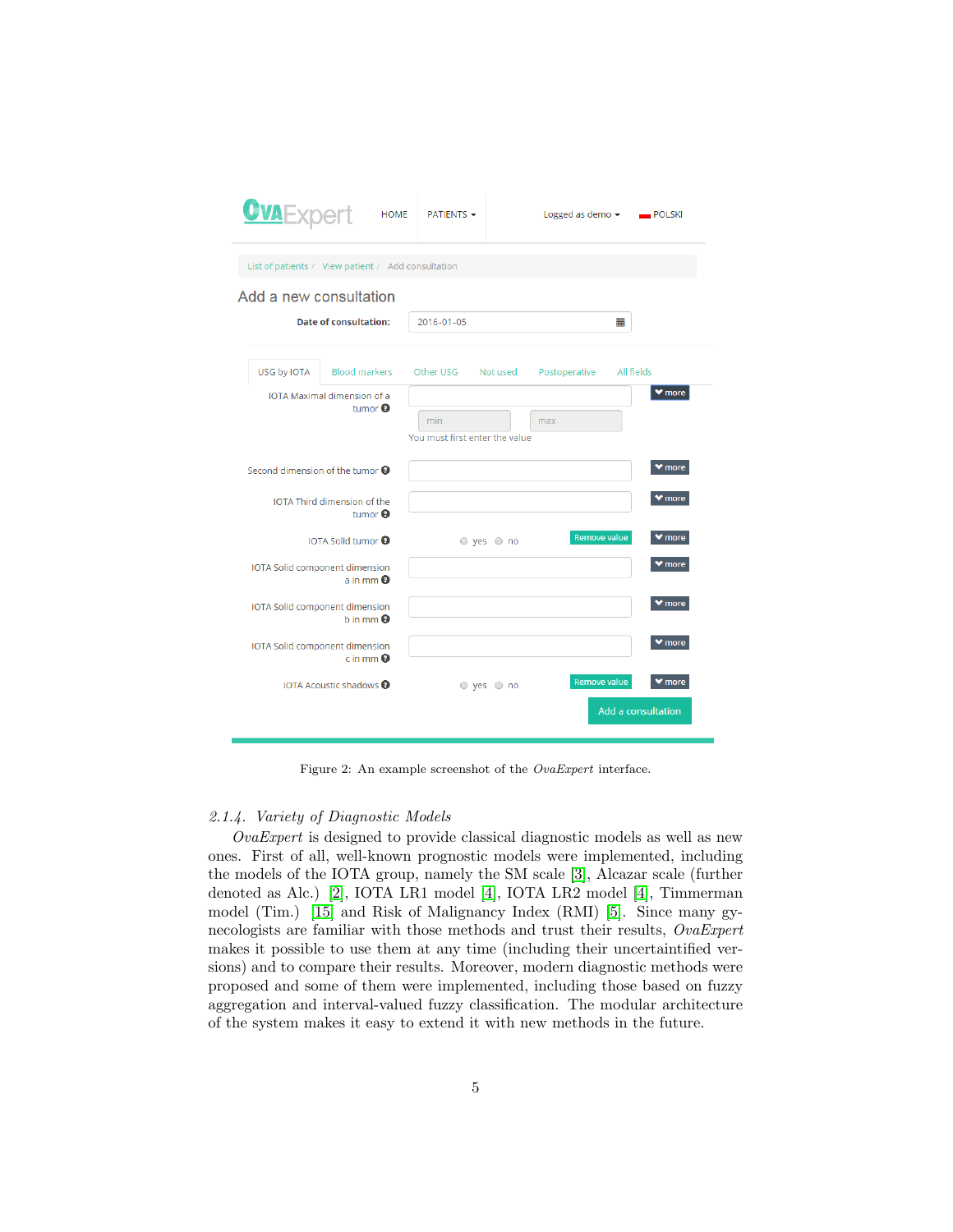Figure 2: An example screenshot of the *OvaExpert* interface.

#### 2.1.4. Variety of Diagnostic Models

*OvaExpert* is designed to provide classical diagnostic models as well as new ones. First of all, well-known prognostic models were implemented, including the models of the IOTA group, namely the SM scale [3], Alcazar scale (further denoted as Alc.) [2], IOTA LR1 model [4], IOTA LR2 model [4], Timmerman model (Tim.) [15] and Risk of Malignancy Index (RMI) [5]. Since many gynecologists are familiar with those methods and trust their results, *OvaExpert* makes it possible to use them at any time (including their uncertaintified versions) and to compare their results. Moreover, modern diagnostic methods were proposed and some of them were implemented, including those based on fuzzy aggregation and interval-valued fuzzy classification. The modular architecture of the system makes it easy to extend it with new methods in the future.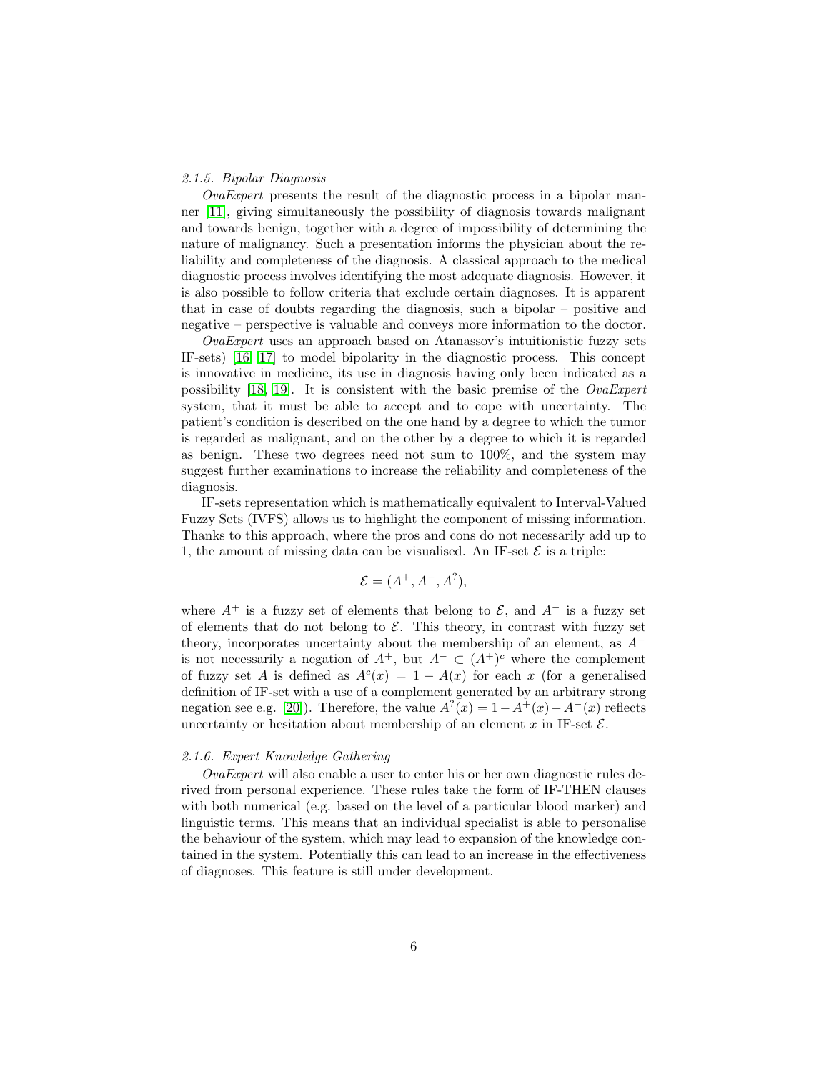### *2.1.5. Bipolar Diagnosis*

*OvaExpert* presents the result of the diagnostic process in a bipolar manner [11], giving simultaneously the possibility of diagnosis towards malignant and towards benign, together with a degree of impossibility of determining the nature of malignancy. Such a presentation informs the physician about the reliability and completeness of the diagnosis. A classical approach to the medical diagnostic process involves identifying the most adequate diagnosis. However, it is also possible to follow criteria that exclude certain diagnoses. It is apparent that in case of doubts regarding the diagnosis, such a bipolar – positive and negative – perspective is valuable and conveys more information to the doctor.

*OvaExpert* uses an approach based on Atanassov's intuitionistic fuzzy sets IF-sets) [16, 17] to model bipolarity in the diagnostic process. This concept is innovative in medicine, its use in diagnosis having only been indicated as a possibility [18, 19]. It is consistent with the basic premise of the *OvaExpert* system, that it must be able to accept and to cope with uncertainty. The patient's condition is described on the one hand by a degree to which the tumor is regarded as malignant, and on the other by a degree to which it is regarded as benign. These two degrees need not sum to 100%, and the system may suggest further examinations to increase the reliability and completeness of the diagnosis.

IF-sets representation which is mathematically equivalent to Interval-Valued Fuzzy Sets (IVFS) allows us to highlight the component of missing information. Thanks to this approach, where the pros and cons do not necessarily add up to 1, the amount of missing data can be visualised. An IF-set $\mathcal{E}$ is a triple:

$$\mathcal{E} = (A^+, A^-, A^?),$$

where $A^+$ is a fuzzy set of elements that belong to $\mathcal{E}$, and $A^-$ is a fuzzy set of elements that do not belong to $\mathcal{E}$. This theory, in contrast with fuzzy set theory, incorporates uncertainty about the membership of an element, as $A^-$ is not necessarily a negation of $A^+$, but $A^- \subset (A^+)^c$ where the complement of fuzzy set $A$ is defined as $A^c(x) = 1 - A(x)$ for each $x$ (for a generalised definition of IF-set with a use of a complement generated by an arbitrary strong negation see e.g. [20]). Therefore, the value $A^?(x) = 1 - A^+(x) - A^-(x)$ reflects uncertainty or hesitation about membership of an element $x$ in IF-set $\mathcal{E}$.

### *2.1.6. Expert Knowledge Gathering*

*OvaExpert* will also enable a user to enter his or her own diagnostic rules derived from personal experience. These rules take the form of IF-THEN clauses with both numerical (e.g. based on the level of a particular blood marker) and linguistic terms. This means that an individual specialist is able to personalise the behaviour of the system, which may lead to expansion of the knowledge contained in the system. Potentially this can lead to an increase in the effectiveness of diagnoses. This feature is still under development.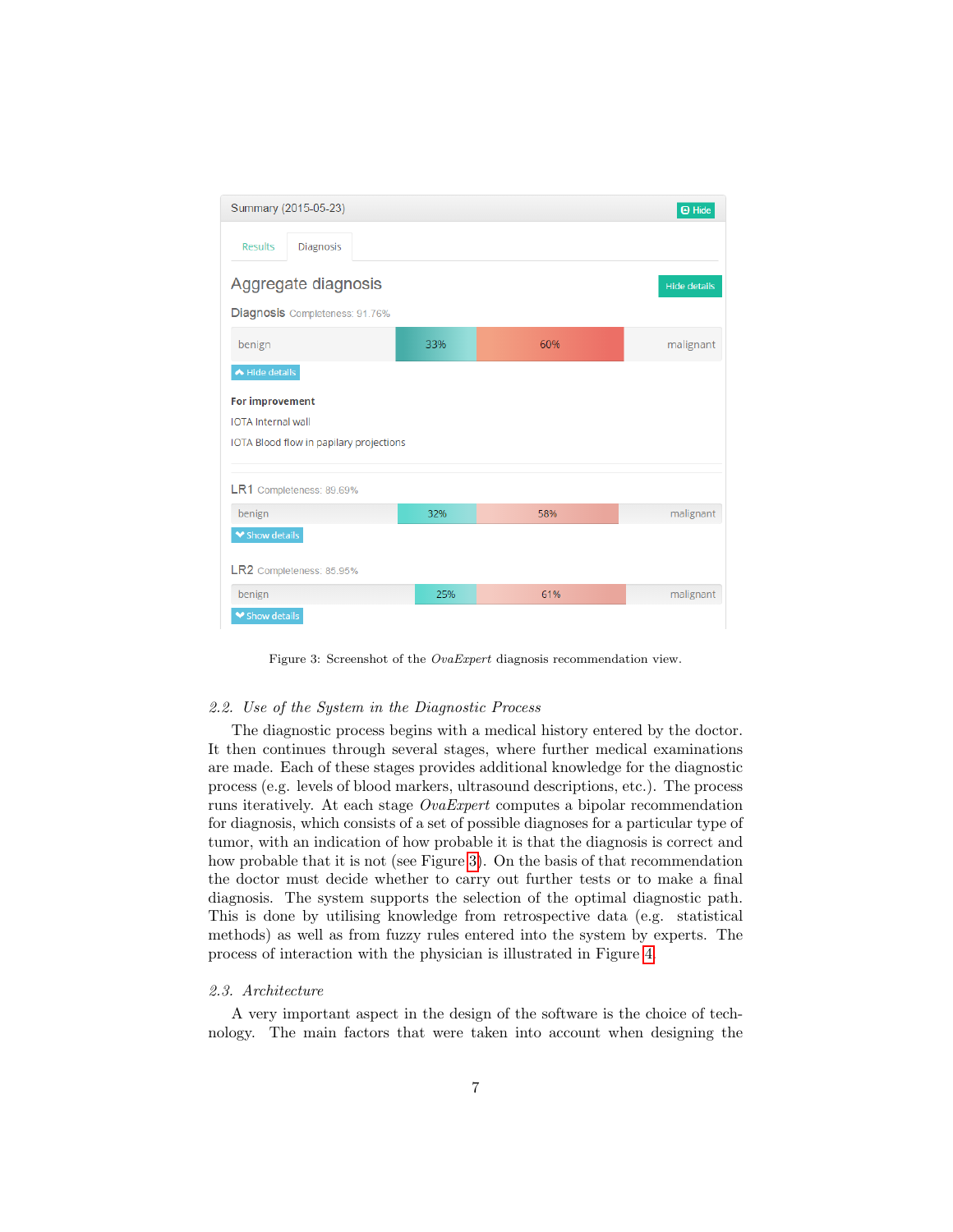Summary (2015-05-23)

Results | Diagnosis

Aggregate diagnosis

Hide details

Diagnosis Completeness: 91.76%

benign 33% 60% malignant

Hide details

**For improvement**

IOTA Internal wall

IOTA Blood flow in papilary projections

LR1 Completeness: 89.69%

benign 32% 58% malignant

Show details

LR2 Completeness: 85.95%

benign 25% 61% malignant

Show details

Figure 3: Screenshot of the *OvaExpert* diagnosis recommendation view.

### *2.2. Use of the System in the Diagnostic Process*

The diagnostic process begins with a medical history entered by the doctor. It then continues through several stages, where further medical examinations are made. Each of these stages provides additional knowledge for the diagnostic process (e.g. levels of blood markers, ultrasound descriptions, etc.). The process runs iteratively. At each stage *OvaExpert* computes a bipolar recommendation for diagnosis, which consists of a set of possible diagnoses for a particular type of tumor, with an indication of how probable it is that the diagnosis is correct and how probable that it is not (see Figure 3). On the basis of that recommendation the doctor must decide whether to carry out further tests or to make a final diagnosis. The system supports the selection of the optimal diagnostic path. This is done by utilising knowledge from retrospective data (e.g. statistical methods) as well as from fuzzy rules entered into the system by experts. The process of interaction with the physician is illustrated in Figure 4.

### *2.3. Architecture*

A very important aspect in the design of the software is the choice of technology. The main factors that were taken into account when designing the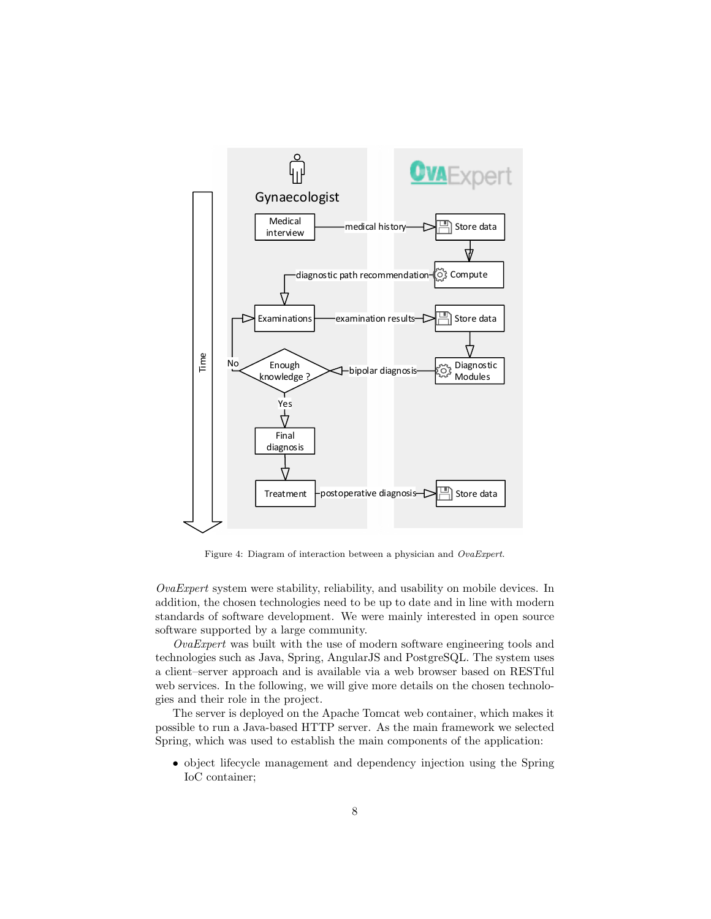Figure 4: Diagram of interaction between a physician and *OvaExpert*.

*OvaExpert* system were stability, reliability, and usability on mobile devices. In addition, the chosen technologies need to be up to date and in line with modern standards of software development. We were mainly interested in open source software supported by a large community.

*OvaExpert* was built with the use of modern software engineering tools and technologies such as Java, Spring, AngularJS and PostgreSQL. The system uses a client–server approach and is available via a web browser based on RESTful web services. In the following, we will give more details on the chosen technologies and their role in the project.

The server is deployed on the Apache Tomcat web container, which makes it possible to run a Java-based HTTP server. As the main framework we selected Spring, which was used to establish the main components of the application:

- object lifecycle management and dependency injection using the Spring IoC container;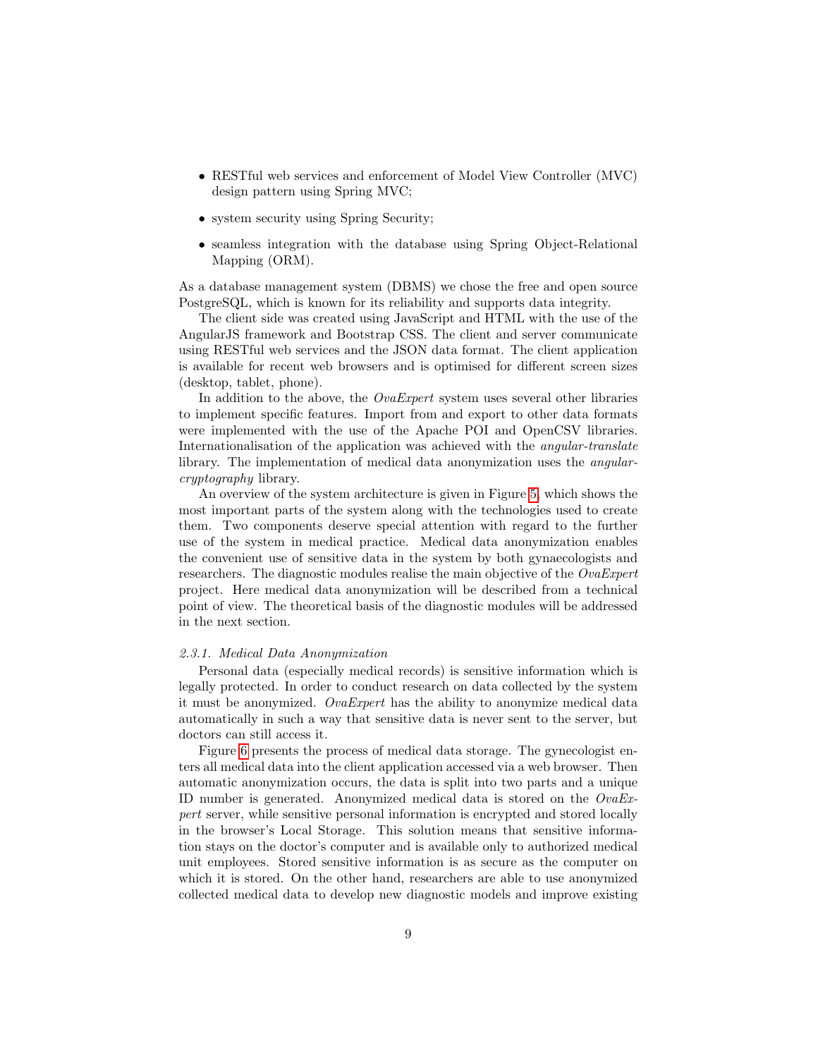- RESTful web services and enforcement of Model View Controller (MVC) design pattern using Spring MVC;
- system security using Spring Security;
- seamless integration with the database using Spring Object-Relational Mapping (ORM).

As a database management system (DBMS) we chose the free and open source PostgreSQL, which is known for its reliability and supports data integrity.

The client side was created using JavaScript and HTML with the use of the AngularJS framework and Bootstrap CSS. The client and server communicate using RESTful web services and the JSON data format. The client application is available for recent web browsers and is optimised for different screen sizes (desktop, tablet, phone).

In addition to the above, the *OvaExpert* system uses several other libraries to implement specific features. Import from and export to other data formats were implemented with the use of the Apache POI and OpenCSV libraries. Internationalisation of the application was achieved with the *angular-translate* library. The implementation of medical data anonymization uses the *angular-cryptography* library.

An overview of the system architecture is given in Figure 5, which shows the most important parts of the system along with the technologies used to create them. Two components deserve special attention with regard to the further use of the system in medical practice. Medical data anonymization enables the convenient use of sensitive data in the system by both gynaecologists and researchers. The diagnostic modules realise the main objective of the *OvaExpert* project. Here medical data anonymization will be described from a technical point of view. The theoretical basis of the diagnostic modules will be addressed in the next section.

#### *2.3.1. Medical Data Anonymization*

Personal data (especially medical records) is sensitive information which is legally protected. In order to conduct research on data collected by the system it must be anonymized. *OvaExpert* has the ability to anonymize medical data automatically in such a way that sensitive data is never sent to the server, but doctors can still access it.

Figure 6 presents the process of medical data storage. The gynecologist enters all medical data into the client application accessed via a web browser. Then automatic anonymization occurs, the data is split into two parts and a unique ID number is generated. Anonymized medical data is stored on the *OvaExpert* server, while sensitive personal information is encrypted and stored locally in the browser's Local Storage. This solution means that sensitive information stays on the doctor's computer and is available only to authorized medical unit employees. Stored sensitive information is as secure as the computer on which it is stored. On the other hand, researchers are able to use anonymized collected medical data to develop new diagnostic models and improve existing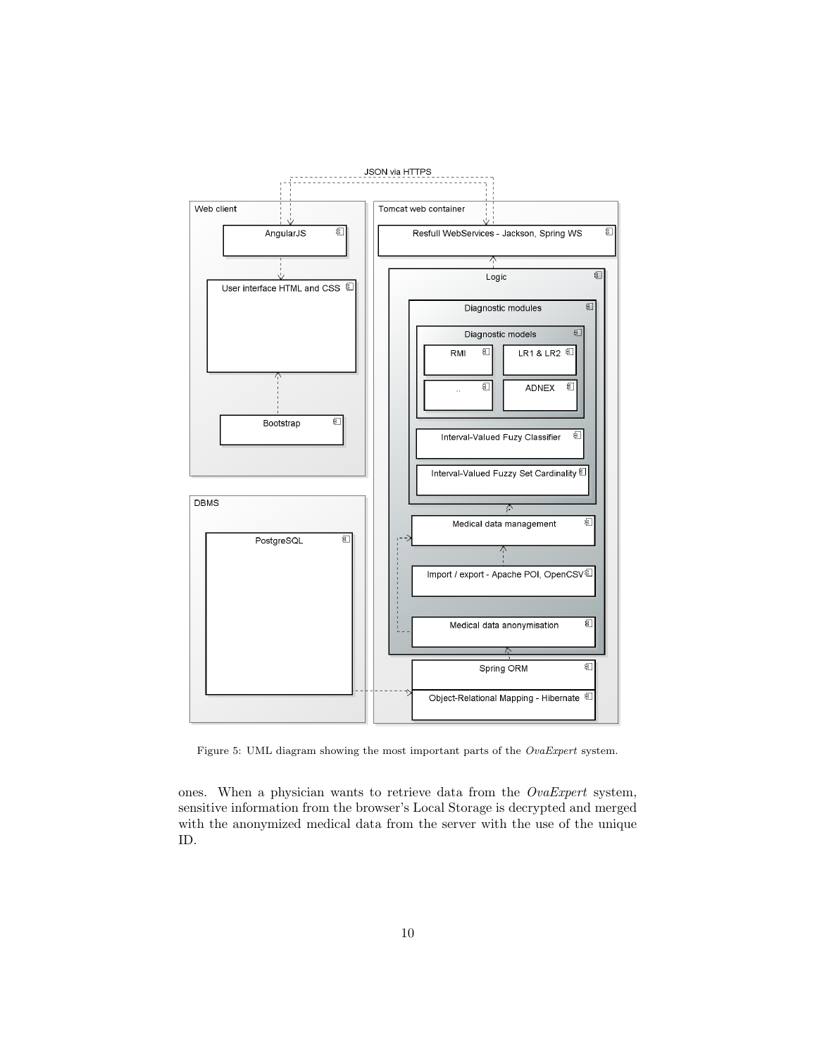Figure 5: UML diagram showing the most important parts of the *OvaExpert* system.

ones. When a physician wants to retrieve data from the *OvaExpert* system, sensitive information from the browser's Local Storage is decrypted and merged with the anonymized medical data from the server with the use of the unique ID.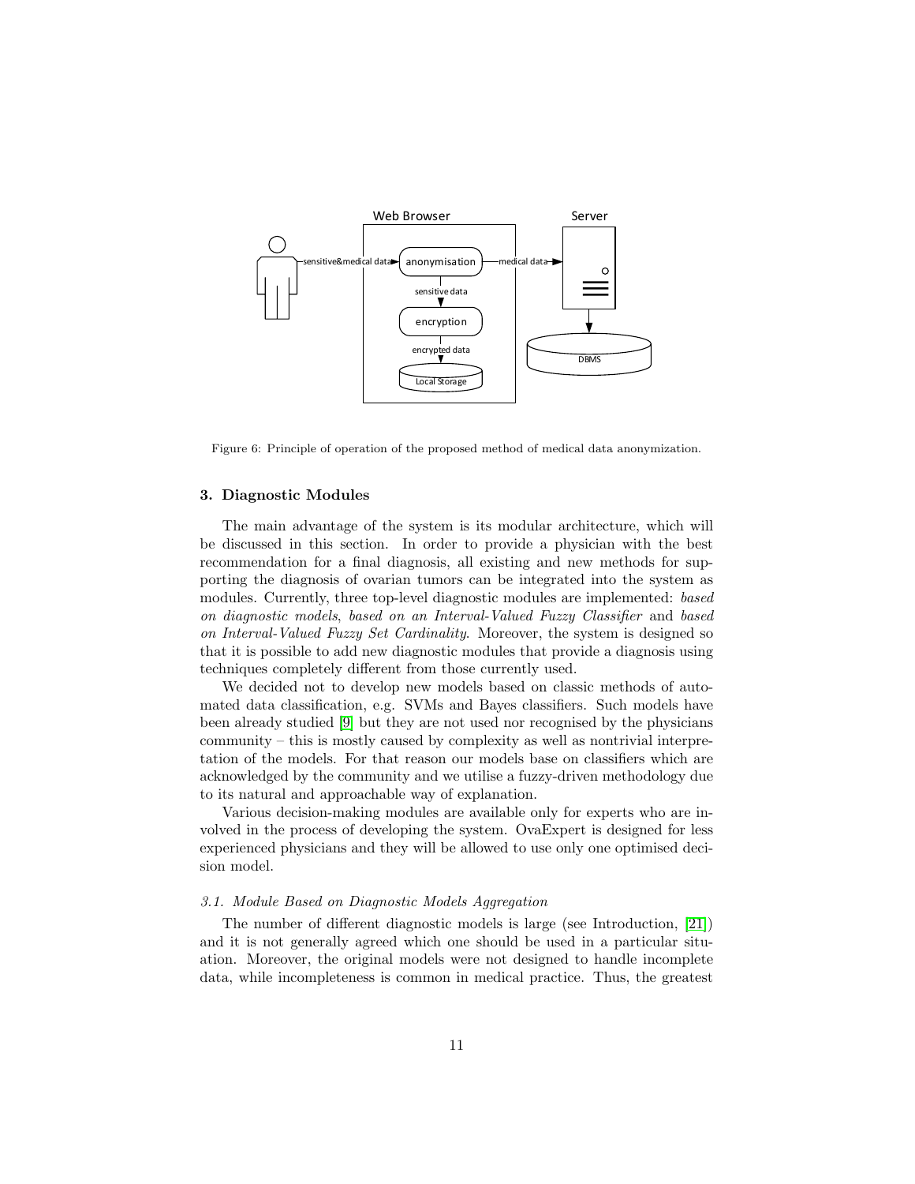Figure 6: Principle of operation of the proposed method of medical data anonymization.

## 3. Diagnostic Modules

The main advantage of the system is its modular architecture, which will be discussed in this section. In order to provide a physician with the best recommendation for a final diagnosis, all existing and new methods for supporting the diagnosis of ovarian tumors can be integrated into the system as modules. Currently, three top-level diagnostic modules are implemented: *based on diagnostic models*, *based on an Interval-Valued Fuzzy Classifier* and *based on Interval-Valued Fuzzy Set Cardinality*. Moreover, the system is designed so that it is possible to add new diagnostic modules that provide a diagnosis using techniques completely different from those currently used.

We decided not to develop new models based on classic methods of automated data classification, e.g. SVMs and Bayes classifiers. Such models have been already studied [9] but they are not used nor recognised by the physicians community – this is mostly caused by complexity as well as nontrivial interpretation of the models. For that reason our models base on classifiers which are acknowledged by the community and we utilise a fuzzy-driven methodology due to its natural and approachable way of explanation.

Various decision-making modules are available only for experts who are involved in the process of developing the system. OvaExpert is designed for less experienced physicians and they will be allowed to use only one optimised decision model.

### 3.1. Module Based on Diagnostic Models Aggregation

The number of different diagnostic models is large (see Introduction, [21]) and it is not generally agreed which one should be used in a particular situation. Moreover, the original models were not designed to handle incomplete data, while incompleteness is common in medical practice. Thus, the greatest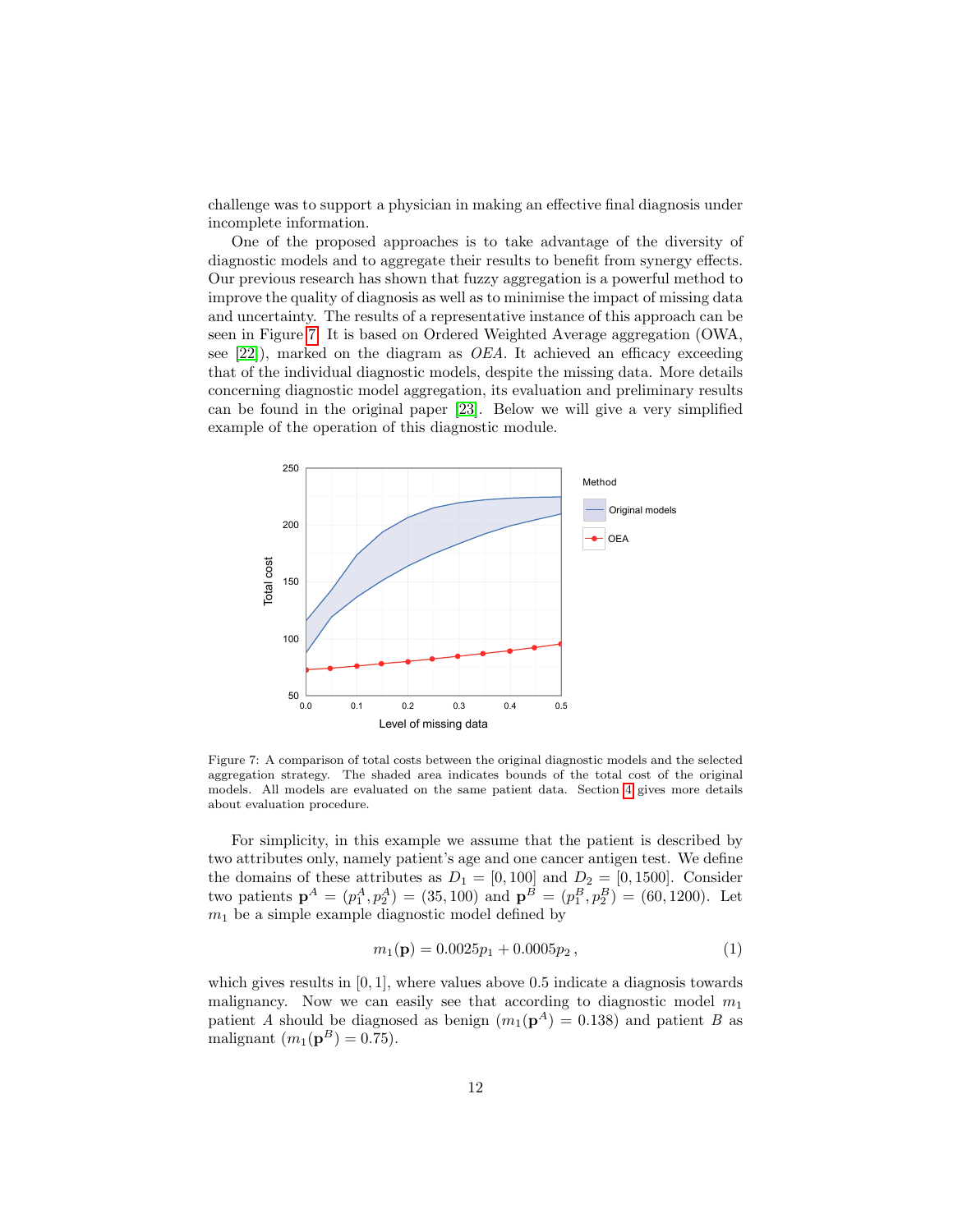challenge was to support a physician in making an effective final diagnosis under incomplete information.

One of the proposed approaches is to take advantage of the diversity of diagnostic models and to aggregate their results to benefit from synergy effects. Our previous research has shown that fuzzy aggregation is a powerful method to improve the quality of diagnosis as well as to minimise the impact of missing data and uncertainty. The results of a representative instance of this approach can be seen in Figure 7. It is based on Ordered Weighted Average aggregation (OWA, see [22]), marked on the diagram as *OEA*. It achieved an efficacy exceeding that of the individual diagnostic models, despite the missing data. More details concerning diagnostic model aggregation, its evaluation and preliminary results can be found in the original paper [23]. Below we will give a very simplified example of the operation of this diagnostic module.

Figure 7: A comparison of total costs between the original diagnostic models and the selected aggregation strategy. The shaded area indicates bounds of the total cost of the original models. All models are evaluated on the same patient data. Section 4 gives more details about evaluation procedure.

For simplicity, in this example we assume that the patient is described by two attributes only, namely patient's age and one cancer antigen test. We define the domains of these attributes as $D_1 = [0, 100]$ and $D_2 = [0, 1500]$. Consider two patients $\mathbf{p}^A = (p_1^A, p_2^A) = (35, 100)$ and $\mathbf{p}^B = (p_1^B, p_2^B) = (60, 1200)$. Let $m_1$ be a simple example diagnostic model defined by

$$m_1(\mathbf{p}) = 0.0025p_1 + 0.0005p_2\,, \tag{1}$$

which gives results in $[0, 1]$, where values above 0.5 indicate a diagnosis towards malignancy. Now we can easily see that according to diagnostic model $m_1$ patient $A$ should be diagnosed as benign ($m_1(\mathbf{p}^A) = 0.138$) and patient $B$ as malignant ($m_1(\mathbf{p}^B) = 0.75$).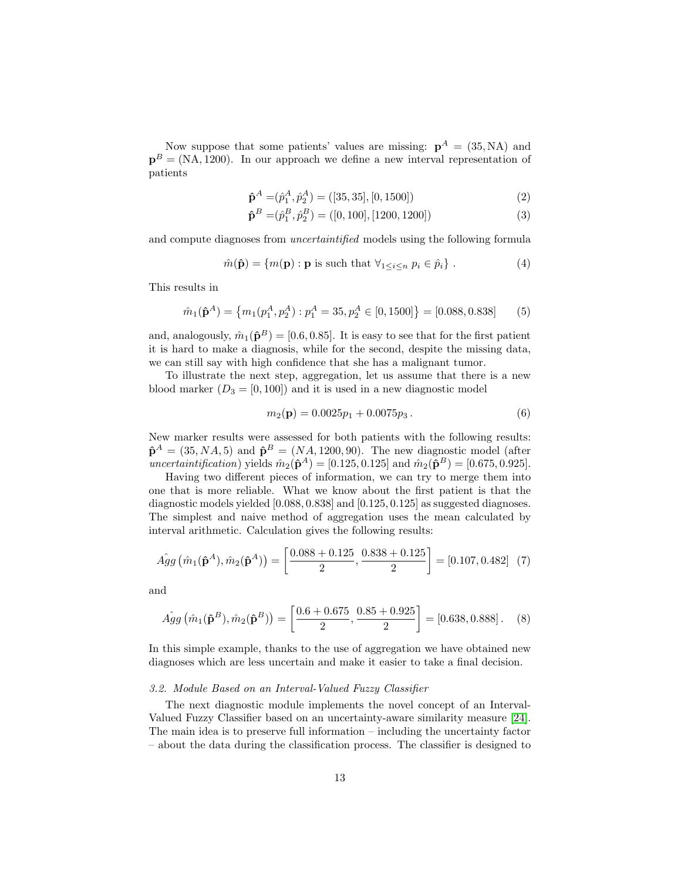Now suppose that some patients' values are missing: $\mathbf{p}^A = (35, \mathrm{NA})$ and $\mathbf{p}^B = (\mathrm{NA}, 1200)$. In our approach we define a new interval representation of patients

$$\hat{\mathbf{p}}^A = (\hat{p}_1^A, \hat{p}_2^A) = ([35, 35], [0, 1500]) \tag{2}$$

$$\hat{\mathbf{p}}^B = (\hat{p}_1^B, \hat{p}_2^B) = ([0, 100], [1200, 1200]) \tag{3}$$

and compute diagnoses from *uncertaintified* models using the following formula

$$\hat{m}(\hat{\mathbf{p}}) = \{ m(\mathbf{p}) : \mathbf{p} \text{ is such that } \forall_{1 \leq i \leq n} \; p_i \in \hat{p}_i \} \; . \tag{4}$$

This results in

$$\hat{m}_1(\hat{\mathbf{p}}^A) = \left\{ m_1(p_1^A, p_2^A) : p_1^A = 35, p_2^A \in [0, 1500] \right\} = [0.088, 0.838] \tag{5}$$

and, analogously, $\hat{m}_1(\hat{\mathbf{p}}^B) = [0.6, 0.85]$. It is easy to see that for the first patient it is hard to make a diagnosis, while for the second, despite the missing data, we can still say with high confidence that she has a malignant tumor.

To illustrate the next step, aggregation, let us assume that there is a new blood marker ($D_3 = [0, 100]$) and it is used in a new diagnostic model

$$m_2(\mathbf{p}) = 0.0025 p_1 + 0.0075 p_3 \, . \tag{6}$$

New marker results were assessed for both patients with the following results: $\hat{\mathbf{p}}^A = (35, NA, 5)$ and $\hat{\mathbf{p}}^B = (NA, 1200, 90)$. The new diagnostic model (after *uncertaintification*) yields $\hat{m}_2(\hat{\mathbf{p}}^A) = [0.125, 0.125]$ and $\hat{m}_2(\hat{\mathbf{p}}^B) = [0.675, 0.925]$.

Having two different pieces of information, we can try to merge them into one that is more reliable. What we know about the first patient is that the diagnostic models yielded $[0.088, 0.838]$ and $[0.125, 0.125]$ as suggested diagnoses. The simplest and naive method of aggregation uses the mean calculated by interval arithmetic. Calculation gives the following results:

$$\hat{Agg}\left(\hat{m}_1(\hat{\mathbf{p}}^A), \hat{m}_2(\hat{\mathbf{p}}^A)\right) = \left[ \frac{0.088 + 0.125}{2}, \frac{0.838 + 0.125}{2} \right] = [0.107, 0.482] \tag{7}$$

and

$$\hat{Agg}\left(\hat{m}_1(\hat{\mathbf{p}}^B), \hat{m}_2(\hat{\mathbf{p}}^B)\right) = \left[ \frac{0.6 + 0.675}{2}, \frac{0.85 + 0.925}{2} \right] = [0.638, 0.888] \, . \tag{8}$$

In this simple example, thanks to the use of aggregation we have obtained new diagnoses which are less uncertain and make it easier to take a final decision.

### *3.2. Module Based on an Interval-Valued Fuzzy Classifier*

The next diagnostic module implements the novel concept of an Interval-Valued Fuzzy Classifier based on an uncertainty-aware similarity measure [24]. The main idea is to preserve full information – including the uncertainty factor – about the data during the classification process. The classifier is designed to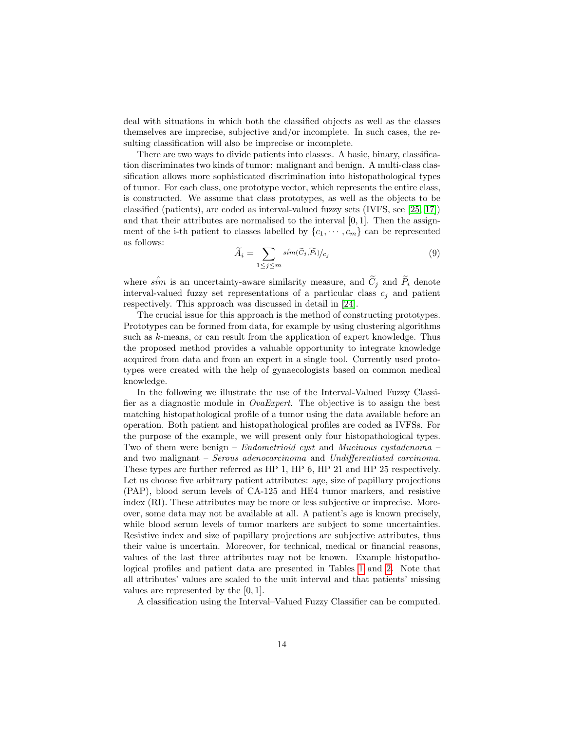deal with situations in which both the classified objects as well as the classes themselves are imprecise, subjective and/or incomplete. In such cases, the resulting classification will also be imprecise or incomplete.

There are two ways to divide patients into classes. A basic, binary, classification discriminates two kinds of tumor: malignant and benign. A multi-class classification allows more sophisticated discrimination into histopathological types of tumor. For each class, one prototype vector, which represents the entire class, is constructed. We assume that class prototypes, as well as the objects to be classified (patients), are coded as interval-valued fuzzy sets (IVFS, see [25, 17]) and that their attributes are normalised to the interval $[0, 1]$. Then the assignment of the i-th patient to classes labelled by $\{c_1, \cdots, c_m\}$ can be represented as follows:

$$\widetilde{A}_i = \sum_{1 \leq j \leq m} {}^{\hat{sim}(\widetilde{C}_j, \widetilde{P}_i)}/_{c_j} \tag{9}$$

where $\hat{sim}$ is an uncertainty-aware similarity measure, and $\widetilde{C}_j$ and $\widetilde{P}_i$ denote interval-valued fuzzy set representations of a particular class $c_j$ and patient respectively. This approach was discussed in detail in [24].

The crucial issue for this approach is the method of constructing prototypes. Prototypes can be formed from data, for example by using clustering algorithms such as $k$-means, or can result from the application of expert knowledge. Thus the proposed method provides a valuable opportunity to integrate knowledge acquired from data and from an expert in a single tool. Currently used prototypes were created with the help of gynaecologists based on common medical knowledge.

In the following we illustrate the use of the Interval-Valued Fuzzy Classifier as a diagnostic module in *OvaExpert*. The objective is to assign the best matching histopathological profile of a tumor using the data available before an operation. Both patient and histopathological profiles are coded as IVFSs. For the purpose of the example, we will present only four histopathological types. Two of them were benign – *Endometrioid cyst* and *Mucinous cystadenoma* – and two malignant – *Serous adenocarcinoma* and *Undifferentiated carcinoma*. These types are further referred as HP 1, HP 6, HP 21 and HP 25 respectively. Let us choose five arbitrary patient attributes: age, size of papillary projections (PAP), blood serum levels of CA-125 and HE4 tumor markers, and resistive index (RI). These attributes may be more or less subjective or imprecise. Moreover, some data may not be available at all. A patient's age is known precisely, while blood serum levels of tumor markers are subject to some uncertainties. Resistive index and size of papillary projections are subjective attributes, thus their value is uncertain. Moreover, for technical, medical or financial reasons, values of the last three attributes may not be known. Example histopathological profiles and patient data are presented in Tables 1 and 2. Note that all attributes' values are scaled to the unit interval and that patients' missing values are represented by the $[0, 1]$.

A classification using the Interval–Valued Fuzzy Classifier can be computed.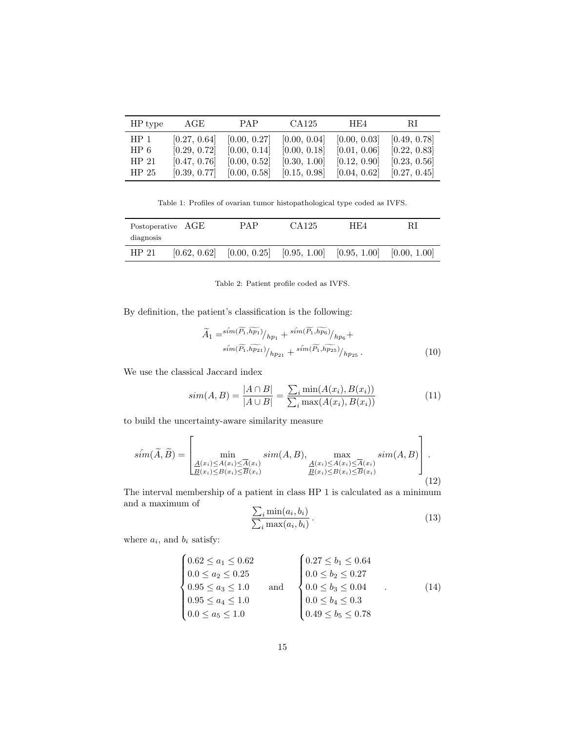| HP type | AGE | PAP | CA125 | HE4 | RI |
|---|---|---|---|---|---|
| HP 1 | [0.27, 0.64] | [0.00, 0.27] | [0.00, 0.04] | [0.00, 0.03] | [0.49, 0.78] |
| HP 6 | [0.29, 0.72] | [0.00, 0.14] | [0.00, 0.18] | [0.01, 0.06] | [0.22, 0.83] |
| HP 21 | [0.47, 0.76] | [0.00, 0.52] | [0.30, 1.00] | [0.12, 0.90] | [0.23, 0.56] |
| HP 25 | [0.39, 0.77] | [0.00, 0.58] | [0.15, 0.98] | [0.04, 0.62] | [0.27, 0.45] |

Table 1: Profiles of ovarian tumor histopathological type coded as IVFS.

| Postoperative diagnosis | AGE | PAP | CA125 | HE4 | RI |
|---|---|---|---|---|---|
| HP 21 | [0.62, 0.62] | [0.00, 0.25] | [0.95, 1.00] | [0.95, 1.00] | [0.00, 1.00] |

Table 2: Patient profile coded as IVFS.

By definition, the patient's classification is the following:

$$\widetilde{A}_1 = {}^{\hat{sim}(\widetilde{P_1},\widetilde{hp_1})}/_{hp_1} + {}^{\hat{sim}(\widetilde{P_1},\widetilde{hp_6})}/_{hp_6} + {}^{\hat{sim}(\widetilde{P_1},\widetilde{hp_{21}})}/_{hp_{21}} + {}^{\hat{sim}(\widetilde{P_1},\widetilde{hp_{25}})}/_{hp_{25}} . \tag{10}$$

We use the classical Jaccard index

$$sim(A, B) = \frac{|A \cap B|}{|A \cup B|} = \frac{\sum_i \min(A(x_i), B(x_i))}{\sum_i \max(A(x_i), B(x_i))} \tag{11}$$

to build the uncertainty-aware similarity measure

$$\hat{sim}(\widetilde{A}, \widetilde{B}) = \left[ \min_{\substack{\underline{A}(x_i) \le A(x_i) \le \overline{A}(x_i) \\ \underline{B}(x_i) \le B(x_i) \le \overline{B}(x_i)}} sim(A, B), \max_{\substack{\underline{A}(x_i) \le A(x_i) \le \overline{A}(x_i) \\ \underline{B}(x_i) \le B(x_i) \le \overline{B}(x_i)}} sim(A, B) \right] . \tag{12}$$

The interval membership of a patient in class HP 1 is calculated as a minimum and a maximum of

$$\frac{\sum_i \min(a_i, b_i)}{\sum_i \max(a_i, b_i)} . \tag{13}$$

where $a_i$, and $b_i$ satisfy:

$$\begin{cases} 0.62 \le a_1 \le 0.62 \\ 0.0 \le a_2 \le 0.25 \\ 0.95 \le a_3 \le 1.0 \\ 0.95 \le a_4 \le 1.0 \\ 0.0 \le a_5 \le 1.0 \end{cases} \quad \text{and} \quad \begin{cases} 0.27 \le b_1 \le 0.64 \\ 0.0 \le b_2 \le 0.27 \\ 0.0 \le b_3 \le 0.04 \\ 0.0 \le b_4 \le 0.3 \\ 0.49 \le b_5 \le 0.78 \end{cases} . \tag{14}$$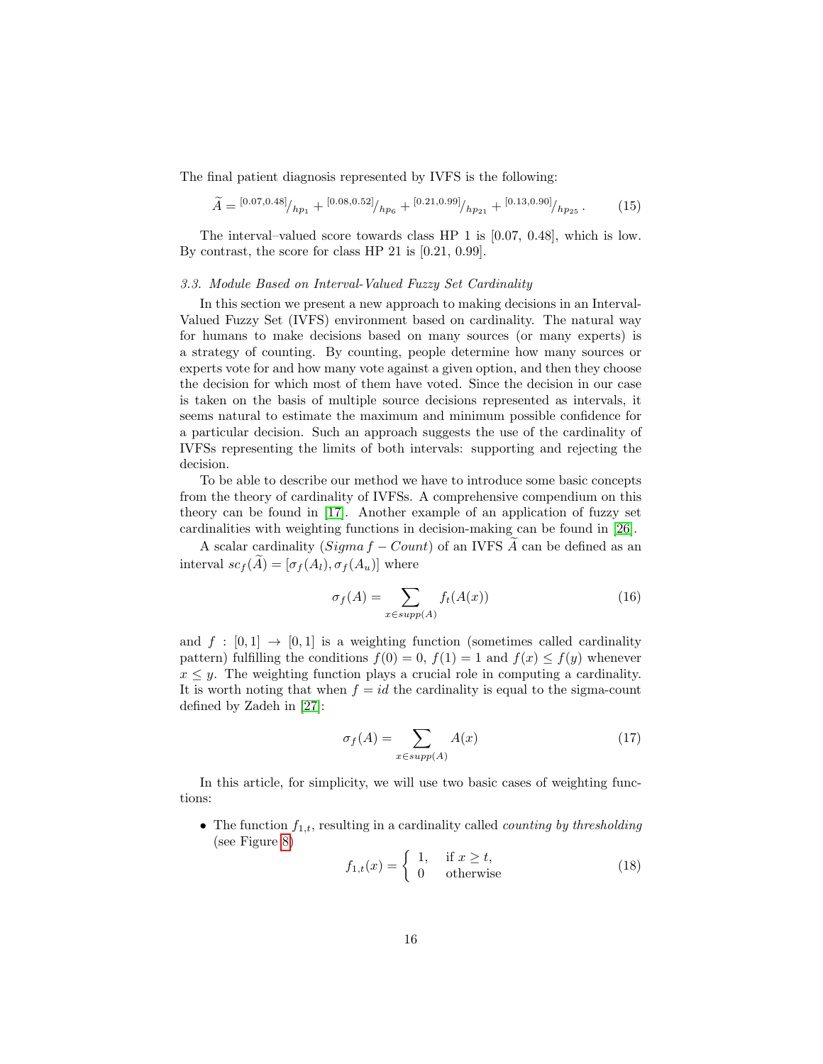The final patient diagnosis represented by IVFS is the following:

$$\widetilde{A} = {}^{[0.07,0.48]}/_{hp_1} + {}^{[0.08,0.52]}/_{hp_6} + {}^{[0.21,0.99]}/_{hp_{21}} + {}^{[0.13,0.90]}/_{hp_{25}}. \tag{15}$$

The interval–valued score towards class HP 1 is [0.07, 0.48], which is low. By contrast, the score for class HP 21 is [0.21, 0.99].

### 3.3. Module Based on Interval-Valued Fuzzy Set Cardinality

In this section we present a new approach to making decisions in an Interval-Valued Fuzzy Set (IVFS) environment based on cardinality. The natural way for humans to make decisions based on many sources (or many experts) is a strategy of counting. By counting, people determine how many sources or experts vote for and how many vote against a given option, and then they choose the decision for which most of them have voted. Since the decision in our case is taken on the basis of multiple source decisions represented as intervals, it seems natural to estimate the maximum and minimum possible confidence for a particular decision. Such an approach suggests the use of the cardinality of IVFSs representing the limits of both intervals: supporting and rejecting the decision.

To be able to describe our method we have to introduce some basic concepts from the theory of cardinality of IVFSs. A comprehensive compendium on this theory can be found in [17]. Another example of an application of fuzzy set cardinalities with weighting functions in decision-making can be found in [26].

A scalar cardinality ($Sigma\, f - Count$) of an IVFS $\widetilde{A}$ can be defined as an interval $sc_f(\widetilde{A}) = [\sigma_f(A_l), \sigma_f(A_u)]$ where

$$\sigma_f(A) = \sum_{x \in supp(A)} f_t(A(x)) \tag{16}$$

and $f : [0,1] \rightarrow [0,1]$ is a weighting function (sometimes called cardinality pattern) fulfilling the conditions $f(0) = 0$, $f(1) = 1$ and $f(x) \leq f(y)$ whenever $x \leq y$. The weighting function plays a crucial role in computing a cardinality. It is worth noting that when $f = id$ the cardinality is equal to the sigma-count defined by Zadeh in [27]:

$$\sigma_f(A) = \sum_{x \in supp(A)} A(x) \tag{17}$$

In this article, for simplicity, we will use two basic cases of weighting functions:

- The function $f_{1,t}$, resulting in a cardinality called *counting by thresholding* (see Figure 8)

$$f_{1,t}(x) = \begin{cases} 1, & \text{if } x \geq t, \\ 0 & \text{otherwise} \end{cases} \tag{18}$$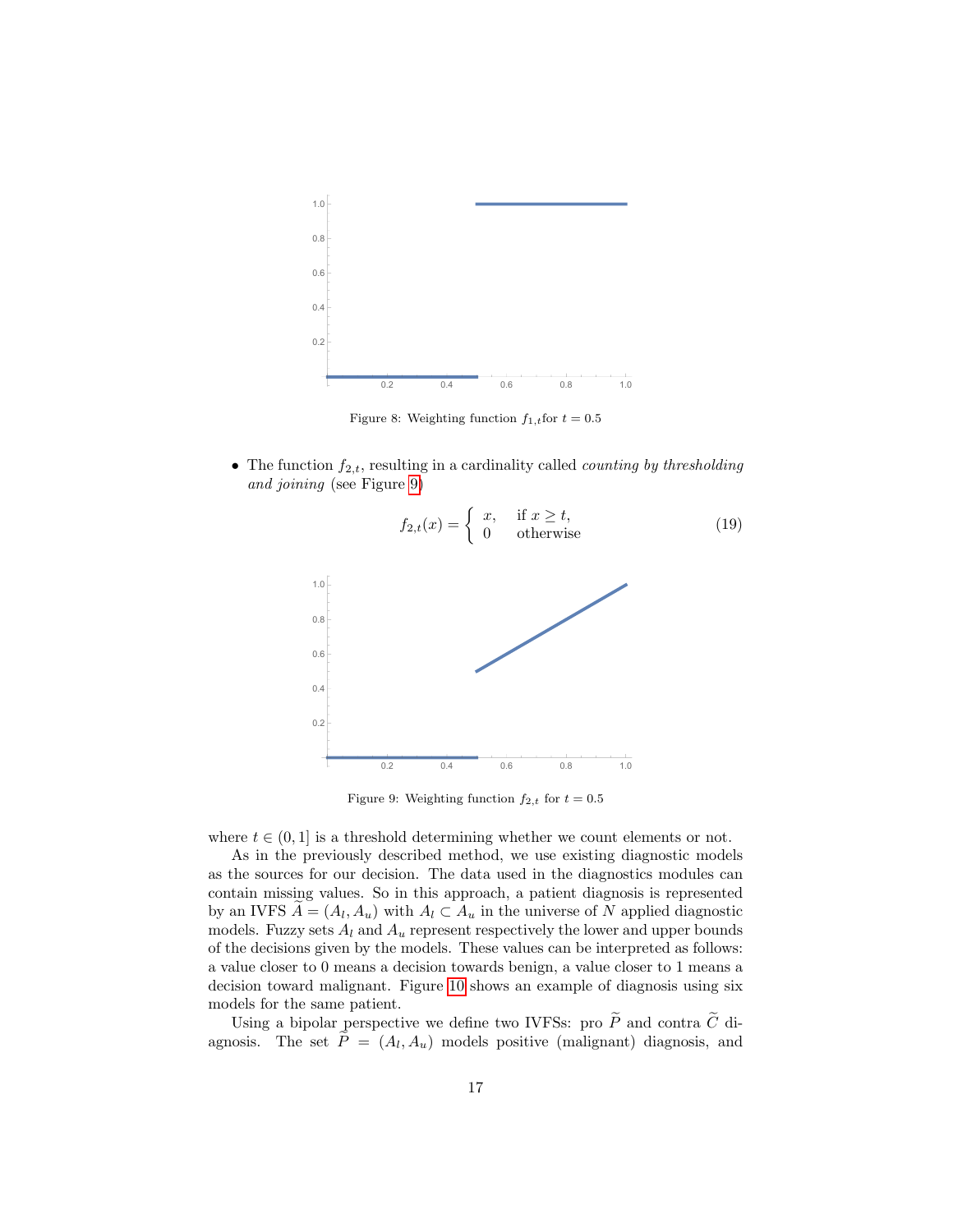Figure 8: Weighting function $f_{1,t}$for $t = 0.5$

- The function $f_{2,t}$, resulting in a cardinality called *counting by thresholding and joining* (see Figure 9)

$$f_{2,t}(x) = \begin{cases} x, & \text{if } x \geq t, \\ 0 & \text{otherwise} \end{cases} \tag{19}$$

Figure 9: Weighting function $f_{2,t}$ for $t = 0.5$

where $t \in (0, 1]$ is a threshold determining whether we count elements or not.

As in the previously described method, we use existing diagnostic models as the sources for our decision. The data used in the diagnostics modules can contain missing values. So in this approach, a patient diagnosis is represented by an IVFS $\widetilde{A} = (A_l, A_u)$ with $A_l \subset A_u$ in the universe of $N$ applied diagnostic models. Fuzzy sets $A_l$ and $A_u$ represent respectively the lower and upper bounds of the decisions given by the models. These values can be interpreted as follows: a value closer to 0 means a decision towards benign, a value closer to 1 means a decision toward malignant. Figure 10 shows an example of diagnosis using six models for the same patient.

Using a bipolar perspective we define two IVFSs: pro $\widetilde{P}$ and contra $\widetilde{C}$ diagnosis. The set $\widetilde{P} = (A_l, A_u)$ models positive (malignant) diagnosis, and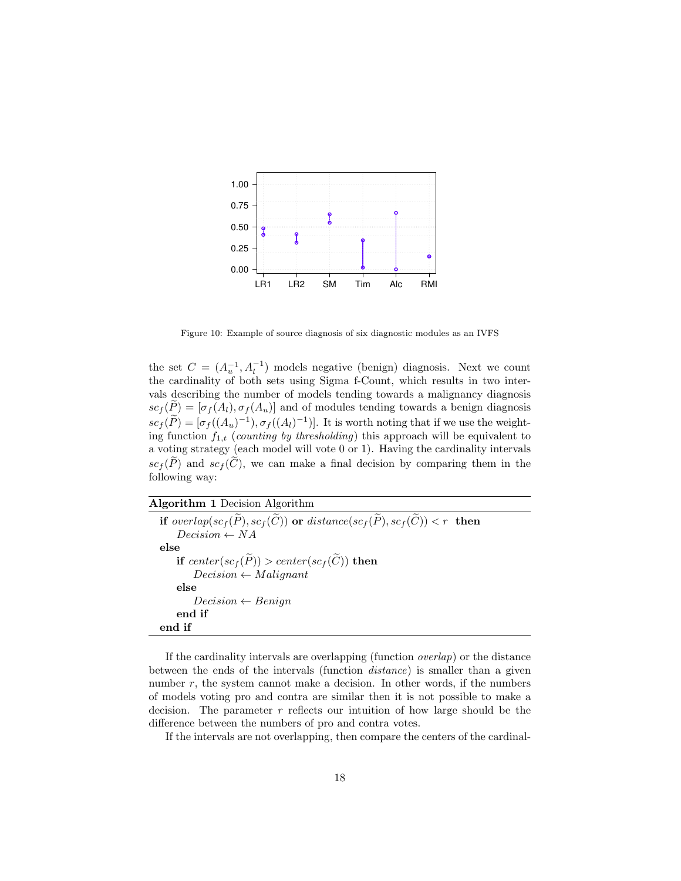Figure 10: Example of source diagnosis of six diagnostic modules as an IVFS

the set $C = (A_u^{-1}, A_l^{-1})$ models negative (benign) diagnosis. Next we count the cardinality of both sets using Sigma f-Count, which results in two intervals describing the number of models tending towards a malignancy diagnosis $sc_f(\widetilde{P}) = [\sigma_f(A_l), \sigma_f(A_u)]$ and of modules tending towards a benign diagnosis $sc_f(\widetilde{P}) = [\sigma_f((A_u)^{-1}), \sigma_f((A_l)^{-1})]$. It is worth noting that if we use the weighting function $f_{1,t}$ (*counting by thresholding*) this approach will be equivalent to a voting strategy (each model will vote 0 or 1). Having the cardinality intervals $sc_f(\widetilde{P})$ and $sc_f(\widetilde{C})$, we can make a final decision by comparing them in the following way:

**Algorithm 1** Decision Algorithm

```
if overlap(sc_f(P~), sc_f(C~)) or distance(sc_f(P~), sc_f(C~)) < r then
    Decision ← NA
else
    if center(sc_f(P~)) > center(sc_f(C~)) then
        Decision ← Malignant
    else
        Decision ← Benign
    end if
end if
```

If the cardinality intervals are overlapping (function *overlap*) or the distance between the ends of the intervals (function *distance*) is smaller than a given number $r$, the system cannot make a decision. In other words, if the numbers of models voting pro and contra are similar then it is not possible to make a decision. The parameter $r$ reflects our intuition of how large should be the difference between the numbers of pro and contra votes.

If the intervals are not overlapping, then compare the centers of the cardinal-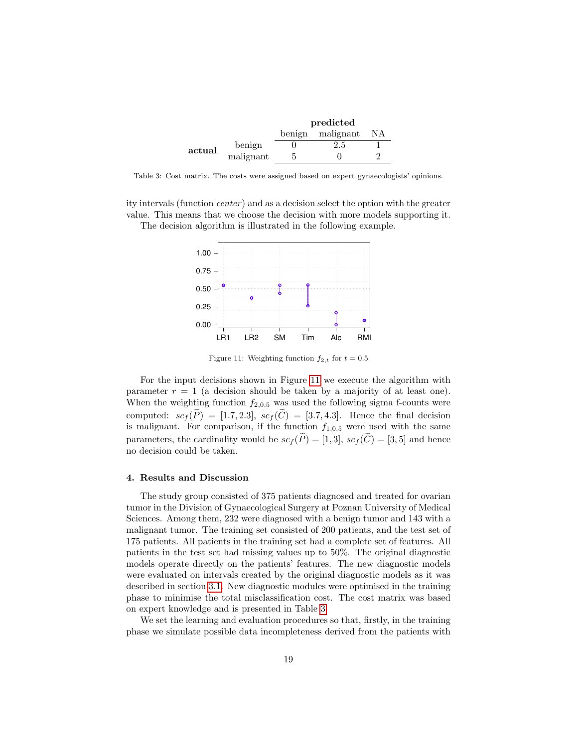| | | predicted | | |
|---|---|---|---|---|
| | | benign | malignant | NA |
| **actual** | benign | 0 | 2.5 | 1 |
| | malignant | 5 | 0 | 2 |

Table 3: Cost matrix. The costs were assigned based on expert gynaecologists' opinions.

ity intervals (function *center*) and as a decision select the option with the greater value. This means that we choose the decision with more models supporting it.

The decision algorithm is illustrated in the following example.

Figure 11: Weighting function $f_{2,t}$ for $t = 0.5$

For the input decisions shown in Figure 11 we execute the algorithm with parameter $r = 1$ (a decision should be taken by a majority of at least one). When the weighting function $f_{2,0.5}$ was used the following sigma f-counts were computed: $sc_f(\widetilde{P}) = [1.7, 2.3]$, $sc_f(\widetilde{C}) = [3.7, 4.3]$. Hence the final decision is malignant. For comparison, if the function $f_{1,0.5}$ were used with the same parameters, the cardinality would be $sc_f(\widetilde{P}) = [1, 3]$, $sc_f(\widetilde{C}) = [3, 5]$ and hence no decision could be taken.

## 4. Results and Discussion

The study group consisted of 375 patients diagnosed and treated for ovarian tumor in the Division of Gynaecological Surgery at Poznan University of Medical Sciences. Among them, 232 were diagnosed with a benign tumor and 143 with a malignant tumor. The training set consisted of 200 patients, and the test set of 175 patients. All patients in the training set had a complete set of features. All patients in the test set had missing values up to 50%. The original diagnostic models operate directly on the patients' features. The new diagnostic models were evaluated on intervals created by the original diagnostic models as it was described in section 3.1. New diagnostic modules were optimised in the training phase to minimise the total misclassification cost. The cost matrix was based on expert knowledge and is presented in Table 3.

We set the learning and evaluation procedures so that, firstly, in the training phase we simulate possible data incompleteness derived from the patients with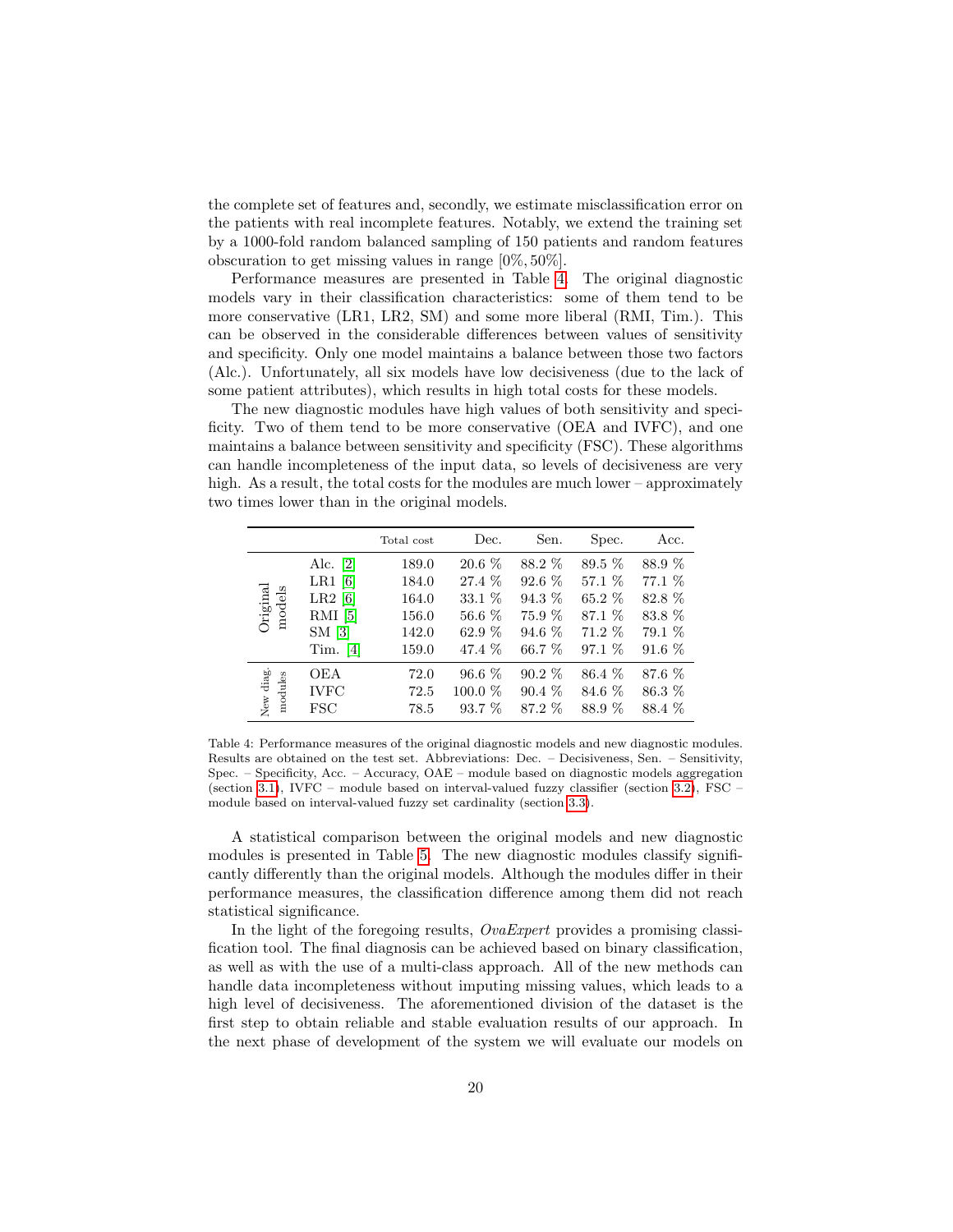the complete set of features and, secondly, we estimate misclassification error on the patients with real incomplete features. Notably, we extend the training set by a 1000-fold random balanced sampling of 150 patients and random features obscuration to get missing values in range $[0\%, 50\%]$.

Performance measures are presented in Table 4. The original diagnostic models vary in their classification characteristics: some of them tend to be more conservative (LR1, LR2, SM) and some more liberal (RMI, Tim.). This can be observed in the considerable differences between values of sensitivity and specificity. Only one model maintains a balance between those two factors (Alc.). Unfortunately, all six models have low decisiveness (due to the lack of some patient attributes), which results in high total costs for these models.

The new diagnostic modules have high values of both sensitivity and specificity. Two of them tend to be more conservative (OEA and IVFC), and one maintains a balance between sensitivity and specificity (FSC). These algorithms can handle incompleteness of the input data, so levels of decisiveness are very high. As a result, the total costs for the modules are much lower – approximately two times lower than in the original models.

| | | Total cost | Dec. | Sen. | Spec. | Acc. |
|---|---|---|---|---|---|---|
| Original models | Alc. [2] | 189.0 | 20.6 % | 88.2 % | 89.5 % | 88.9 % |
| | LR1 [6] | 184.0 | 27.4 % | 92.6 % | 57.1 % | 77.1 % |
| | LR2 [6] | 164.0 | 33.1 % | 94.3 % | 65.2 % | 82.8 % |
| | RMI [5] | 156.0 | 56.6 % | 75.9 % | 87.1 % | 83.8 % |
| | SM [3] | 142.0 | 62.9 % | 94.6 % | 71.2 % | 79.1 % |
| | Tim. [4] | 159.0 | 47.4 % | 66.7 % | 97.1 % | 91.6 % |
| New diag. modules | OEA | 72.0 | 96.6 % | 90.2 % | 86.4 % | 87.6 % |
| | IVFC | 72.5 | 100.0 % | 90.4 % | 84.6 % | 86.3 % |
| | FSC | 78.5 | 93.7 % | 87.2 % | 88.9 % | 88.4 % |

Table 4: Performance measures of the original diagnostic models and new diagnostic modules. Results are obtained on the test set. Abbreviations: Dec. – Decisiveness, Sen. – Sensitivity, Spec. – Specificity, Acc. – Accuracy, OAE – module based on diagnostic models aggregation (section 3.1), IVFC – module based on interval-valued fuzzy classifier (section 3.2), FSC – module based on interval-valued fuzzy set cardinality (section 3.3).

A statistical comparison between the original models and new diagnostic modules is presented in Table 5. The new diagnostic modules classify significantly differently than the original models. Although the modules differ in their performance measures, the classification difference among them did not reach statistical significance.

In the light of the foregoing results, *OvaExpert* provides a promising classification tool. The final diagnosis can be achieved based on binary classification, as well as with the use of a multi-class approach. All of the new methods can handle data incompleteness without imputing missing values, which leads to a high level of decisiveness. The aforementioned division of the dataset is the first step to obtain reliable and stable evaluation results of our approach. In the next phase of development of the system we will evaluate our models on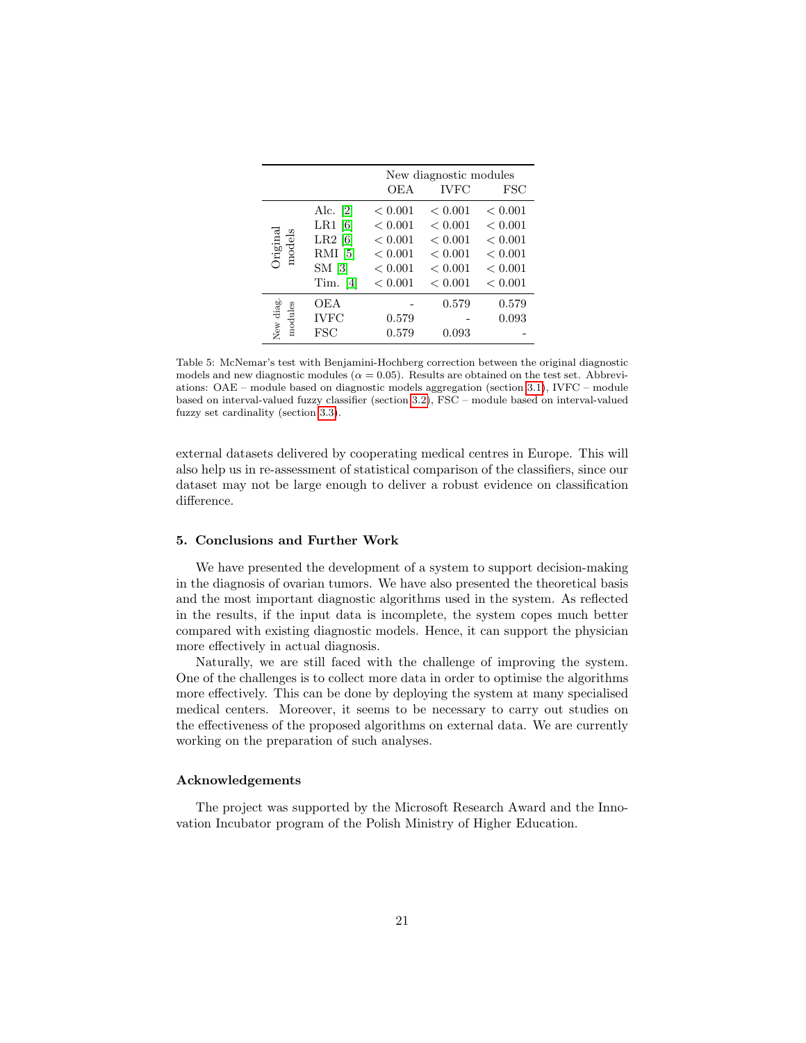|  |  | New diagnostic modules |  |  |
|---|---|---|---|---|
|  |  | OEA | IVFC | FSC |
| Original models | Alc. [2] | $< 0.001$ | $< 0.001$ | $< 0.001$ |
|  | LR1 [6] | $< 0.001$ | $< 0.001$ | $< 0.001$ |
|  | LR2 [6] | $< 0.001$ | $< 0.001$ | $< 0.001$ |
|  | RMI [5] | $< 0.001$ | $< 0.001$ | $< 0.001$ |
|  | SM [3] | $< 0.001$ | $< 0.001$ | $< 0.001$ |
|  | Tim. [4] | $< 0.001$ | $< 0.001$ | $< 0.001$ |
| New diag. modules | OEA | - | 0.579 | 0.579 |
|  | IVFC | 0.579 | - | 0.093 |
|  | FSC | 0.579 | 0.093 | - |

Table 5: McNemar's test with Benjamini-Hochberg correction between the original diagnostic models and new diagnostic modules ($\alpha = 0.05$). Results are obtained on the test set. Abbreviations: OAE – module based on diagnostic models aggregation (section 3.1), IVFC – module based on interval-valued fuzzy classifier (section 3.2), FSC – module based on interval-valued fuzzy set cardinality (section 3.3).

external datasets delivered by cooperating medical centres in Europe. This will also help us in re-assessment of statistical comparison of the classifiers, since our dataset may not be large enough to deliver a robust evidence on classification difference.

### 5. Conclusions and Further Work

We have presented the development of a system to support decision-making in the diagnosis of ovarian tumors. We have also presented the theoretical basis and the most important diagnostic algorithms used in the system. As reflected in the results, if the input data is incomplete, the system copes much better compared with existing diagnostic models. Hence, it can support the physician more effectively in actual diagnosis.

Naturally, we are still faced with the challenge of improving the system. One of the challenges is to collect more data in order to optimise the algorithms more effectively. This can be done by deploying the system at many specialised medical centers. Moreover, it seems to be necessary to carry out studies on the effectiveness of the proposed algorithms on external data. We are currently working on the preparation of such analyses.

### Acknowledgements

The project was supported by the Microsoft Research Award and the Innovation Incubator program of the Polish Ministry of Higher Education.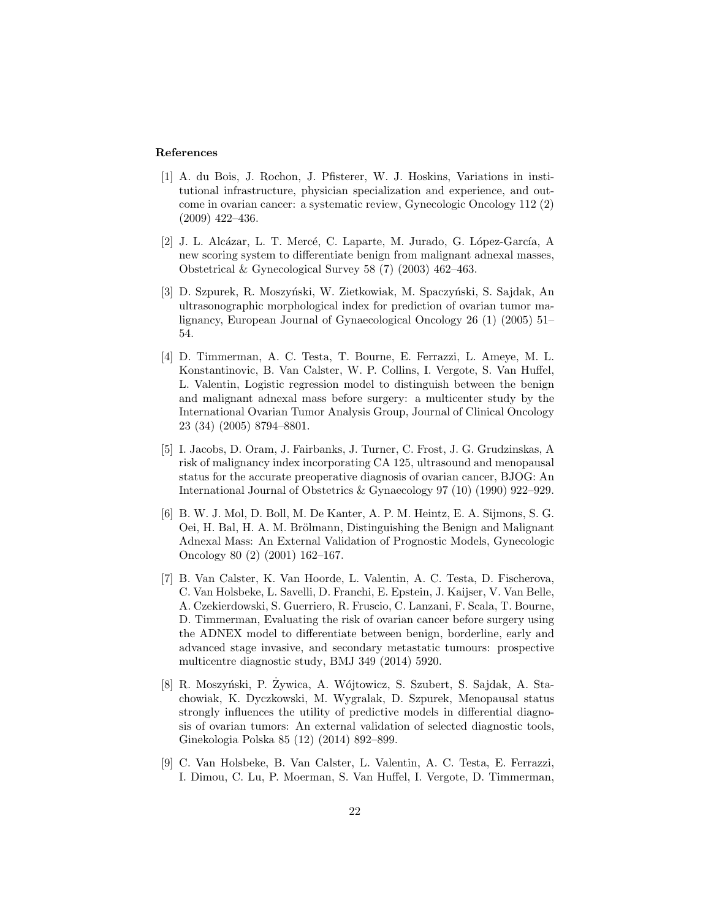## References

[1] A. du Bois, J. Rochon, J. Pfisterer, W. J. Hoskins, Variations in institutional infrastructure, physician specialization and experience, and outcome in ovarian cancer: a systematic review, Gynecologic Oncology 112 (2) (2009) 422–436.

[2] J. L. Alcázar, L. T. Mercé, C. Laparte, M. Jurado, G. López-García, A new scoring system to differentiate benign from malignant adnexal masses, Obstetrical & Gynecological Survey 58 (7) (2003) 462–463.

[3] D. Szpurek, R. Moszyński, W. Zietkowiak, M. Spaczyński, S. Sajdak, An ultrasonographic morphological index for prediction of ovarian tumor malignancy, European Journal of Gynaecological Oncology 26 (1) (2005) 51–54.

[4] D. Timmerman, A. C. Testa, T. Bourne, E. Ferrazzi, L. Ameye, M. L. Konstantinovic, B. Van Calster, W. P. Collins, I. Vergote, S. Van Huffel, L. Valentin, Logistic regression model to distinguish between the benign and malignant adnexal mass before surgery: a multicenter study by the International Ovarian Tumor Analysis Group, Journal of Clinical Oncology 23 (34) (2005) 8794–8801.

[5] I. Jacobs, D. Oram, J. Fairbanks, J. Turner, C. Frost, J. G. Grudzinskas, A risk of malignancy index incorporating CA 125, ultrasound and menopausal status for the accurate preoperative diagnosis of ovarian cancer, BJOG: An International Journal of Obstetrics & Gynaecology 97 (10) (1990) 922–929.

[6] B. W. J. Mol, D. Boll, M. De Kanter, A. P. M. Heintz, E. A. Sijmons, S. G. Oei, H. Bal, H. A. M. Brölmann, Distinguishing the Benign and Malignant Adnexal Mass: An External Validation of Prognostic Models, Gynecologic Oncology 80 (2) (2001) 162–167.

[7] B. Van Calster, K. Van Hoorde, L. Valentin, A. C. Testa, D. Fischerova, C. Van Holsbeke, L. Savelli, D. Franchi, E. Epstein, J. Kaijser, V. Van Belle, A. Czekierdowski, S. Guerriero, R. Fruscio, C. Lanzani, F. Scala, T. Bourne, D. Timmerman, Evaluating the risk of ovarian cancer before surgery using the ADNEX model to differentiate between benign, borderline, early and advanced stage invasive, and secondary metastatic tumours: prospective multicentre diagnostic study, BMJ 349 (2014) 5920.

[8] R. Moszyński, P. Żywica, A. Wójtowicz, S. Szubert, S. Sajdak, A. Stachowiak, K. Dyczkowski, M. Wygralak, D. Szpurek, Menopausal status strongly influences the utility of predictive models in differential diagnosis of ovarian tumors: An external validation of selected diagnostic tools, Ginekologia Polska 85 (12) (2014) 892–899.

[9] C. Van Holsbeke, B. Van Calster, L. Valentin, A. C. Testa, E. Ferrazzi, I. Dimou, C. Lu, P. Moerman, S. Van Huffel, I. Vergote, D. Timmerman,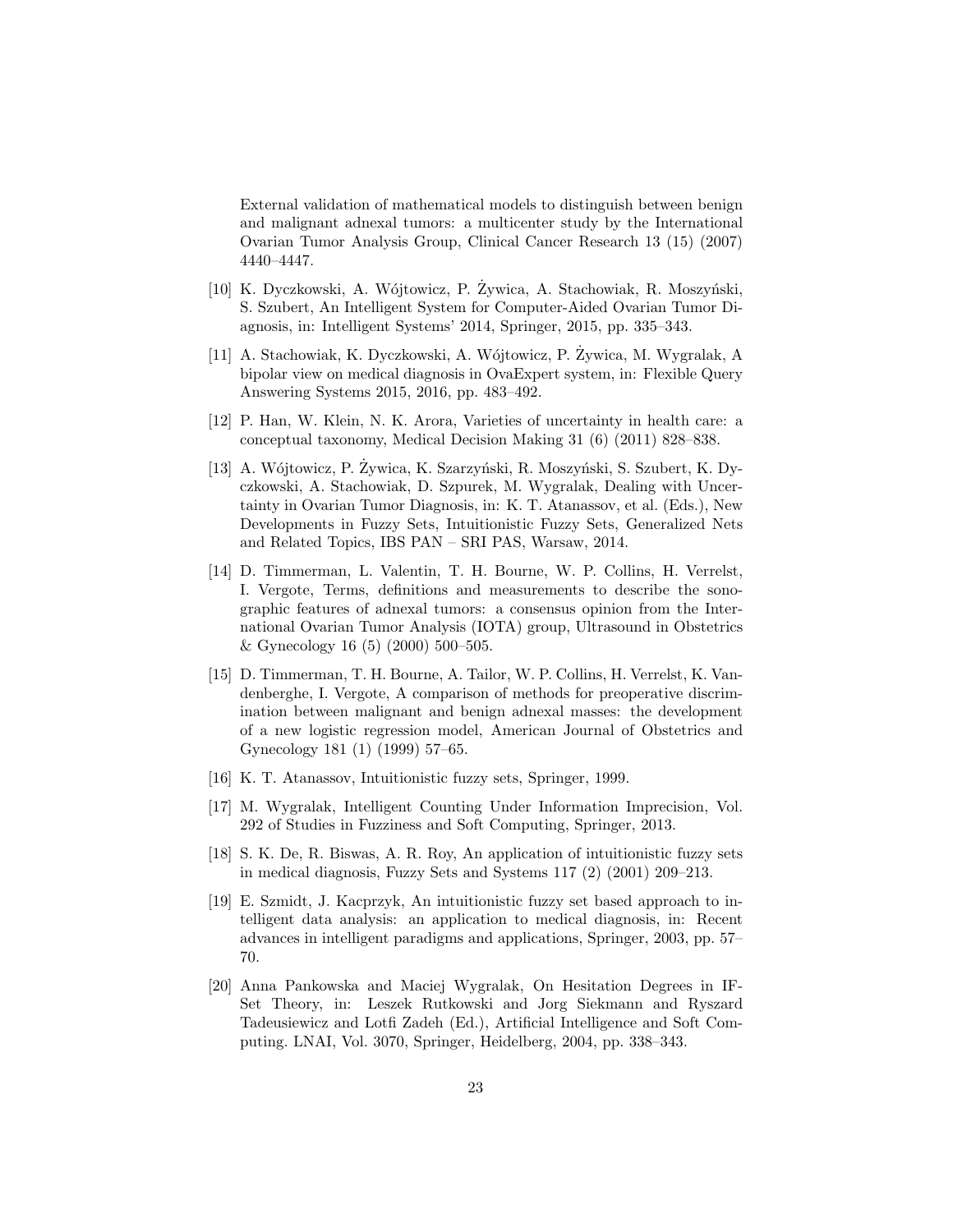External validation of mathematical models to distinguish between benign and malignant adnexal tumors: a multicenter study by the International Ovarian Tumor Analysis Group, Clinical Cancer Research 13 (15) (2007) 4440–4447.

[10] K. Dyczkowski, A. Wójtowicz, P. Żywica, A. Stachowiak, R. Moszyński, S. Szubert, An Intelligent System for Computer-Aided Ovarian Tumor Diagnosis, in: Intelligent Systems' 2014, Springer, 2015, pp. 335–343.

[11] A. Stachowiak, K. Dyczkowski, A. Wójtowicz, P. Żywica, M. Wygralak, A bipolar view on medical diagnosis in OvaExpert system, in: Flexible Query Answering Systems 2015, 2016, pp. 483–492.

[12] P. Han, W. Klein, N. K. Arora, Varieties of uncertainty in health care: a conceptual taxonomy, Medical Decision Making 31 (6) (2011) 828–838.

[13] A. Wójtowicz, P. Żywica, K. Szarzyński, R. Moszyński, S. Szubert, K. Dyczkowski, A. Stachowiak, D. Szpurek, M. Wygralak, Dealing with Uncertainty in Ovarian Tumor Diagnosis, in: K. T. Atanassov, et al. (Eds.), New Developments in Fuzzy Sets, Intuitionistic Fuzzy Sets, Generalized Nets and Related Topics, IBS PAN – SRI PAS, Warsaw, 2014.

[14] D. Timmerman, L. Valentin, T. H. Bourne, W. P. Collins, H. Verrelst, I. Vergote, Terms, definitions and measurements to describe the sonographic features of adnexal tumors: a consensus opinion from the International Ovarian Tumor Analysis (IOTA) group, Ultrasound in Obstetrics & Gynecology 16 (5) (2000) 500–505.

[15] D. Timmerman, T. H. Bourne, A. Tailor, W. P. Collins, H. Verrelst, K. Vandenberghe, I. Vergote, A comparison of methods for preoperative discrimination between malignant and benign adnexal masses: the development of a new logistic regression model, American Journal of Obstetrics and Gynecology 181 (1) (1999) 57–65.

[16] K. T. Atanassov, Intuitionistic fuzzy sets, Springer, 1999.

[17] M. Wygralak, Intelligent Counting Under Information Imprecision, Vol. 292 of Studies in Fuzziness and Soft Computing, Springer, 2013.

[18] S. K. De, R. Biswas, A. R. Roy, An application of intuitionistic fuzzy sets in medical diagnosis, Fuzzy Sets and Systems 117 (2) (2001) 209–213.

[19] E. Szmidt, J. Kacprzyk, An intuitionistic fuzzy set based approach to intelligent data analysis: an application to medical diagnosis, in: Recent advances in intelligent paradigms and applications, Springer, 2003, pp. 57–70.

[20] Anna Pankowska and Maciej Wygralak, On Hesitation Degrees in IF-Set Theory, in: Leszek Rutkowski and Jorg Siekmann and Ryszard Tadeusiewicz and Lotfi Zadeh (Ed.), Artificial Intelligence and Soft Computing. LNAI, Vol. 3070, Springer, Heidelberg, 2004, pp. 338–343.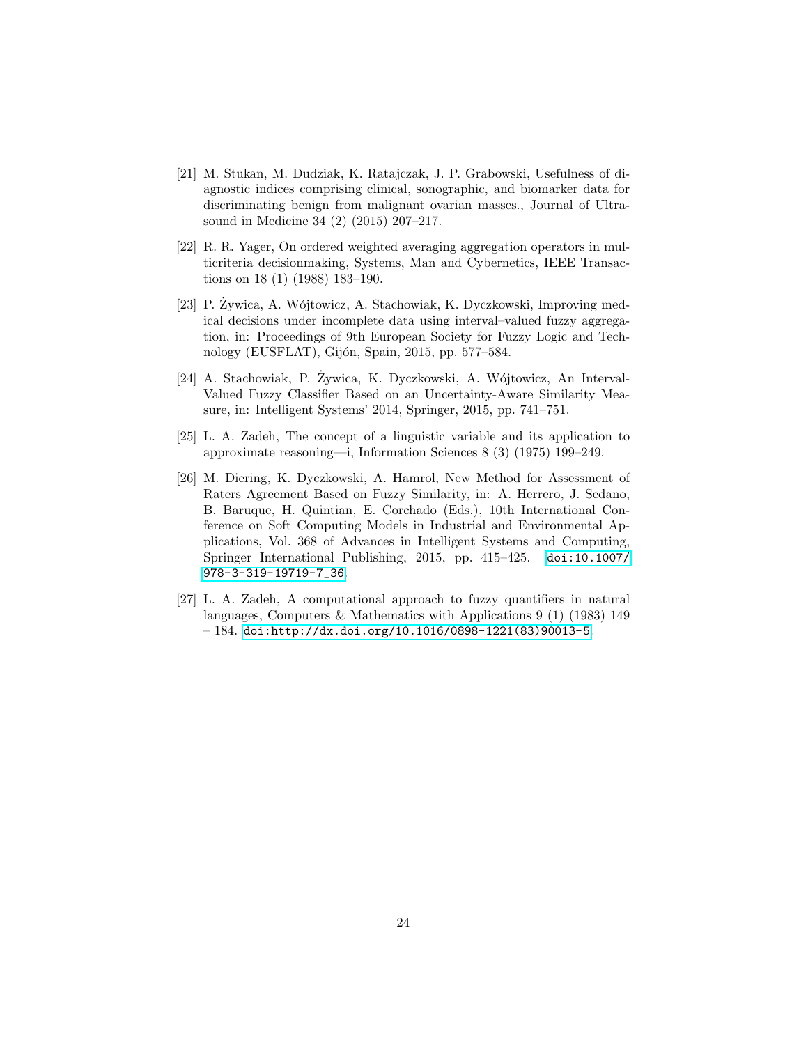[21] M. Stukan, M. Dudziak, K. Ratajczak, J. P. Grabowski, Usefulness of diagnostic indices comprising clinical, sonographic, and biomarker data for discriminating benign from malignant ovarian masses., Journal of Ultrasound in Medicine 34 (2) (2015) 207–217.

[22] R. R. Yager, On ordered weighted averaging aggregation operators in multicriteria decisionmaking, Systems, Man and Cybernetics, IEEE Transactions on 18 (1) (1988) 183–190.

[23] P. Żywica, A. Wójtowicz, A. Stachowiak, K. Dyczkowski, Improving medical decisions under incomplete data using interval–valued fuzzy aggregation, in: Proceedings of 9th European Society for Fuzzy Logic and Technology (EUSFLAT), Gijón, Spain, 2015, pp. 577–584.

[24] A. Stachowiak, P. Żywica, K. Dyczkowski, A. Wójtowicz, An Interval-Valued Fuzzy Classifier Based on an Uncertainty-Aware Similarity Measure, in: Intelligent Systems' 2014, Springer, 2015, pp. 741–751.

[25] L. A. Zadeh, The concept of a linguistic variable and its application to approximate reasoning—i, Information Sciences 8 (3) (1975) 199–249.

[26] M. Diering, K. Dyczkowski, A. Hamrol, New Method for Assessment of Raters Agreement Based on Fuzzy Similarity, in: A. Herrero, J. Sedano, B. Baruque, H. Quintian, E. Corchado (Eds.), 10th International Conference on Soft Computing Models in Industrial and Environmental Applications, Vol. 368 of Advances in Intelligent Systems and Computing, Springer International Publishing, 2015, pp. 415–425. doi:10.1007/978-3-319-19719-7_36

[27] L. A. Zadeh, A computational approach to fuzzy quantifiers in natural languages, Computers & Mathematics with Applications 9 (1) (1983) 149 – 184. doi:http://dx.doi.org/10.1016/0898-1221(83)90013-5